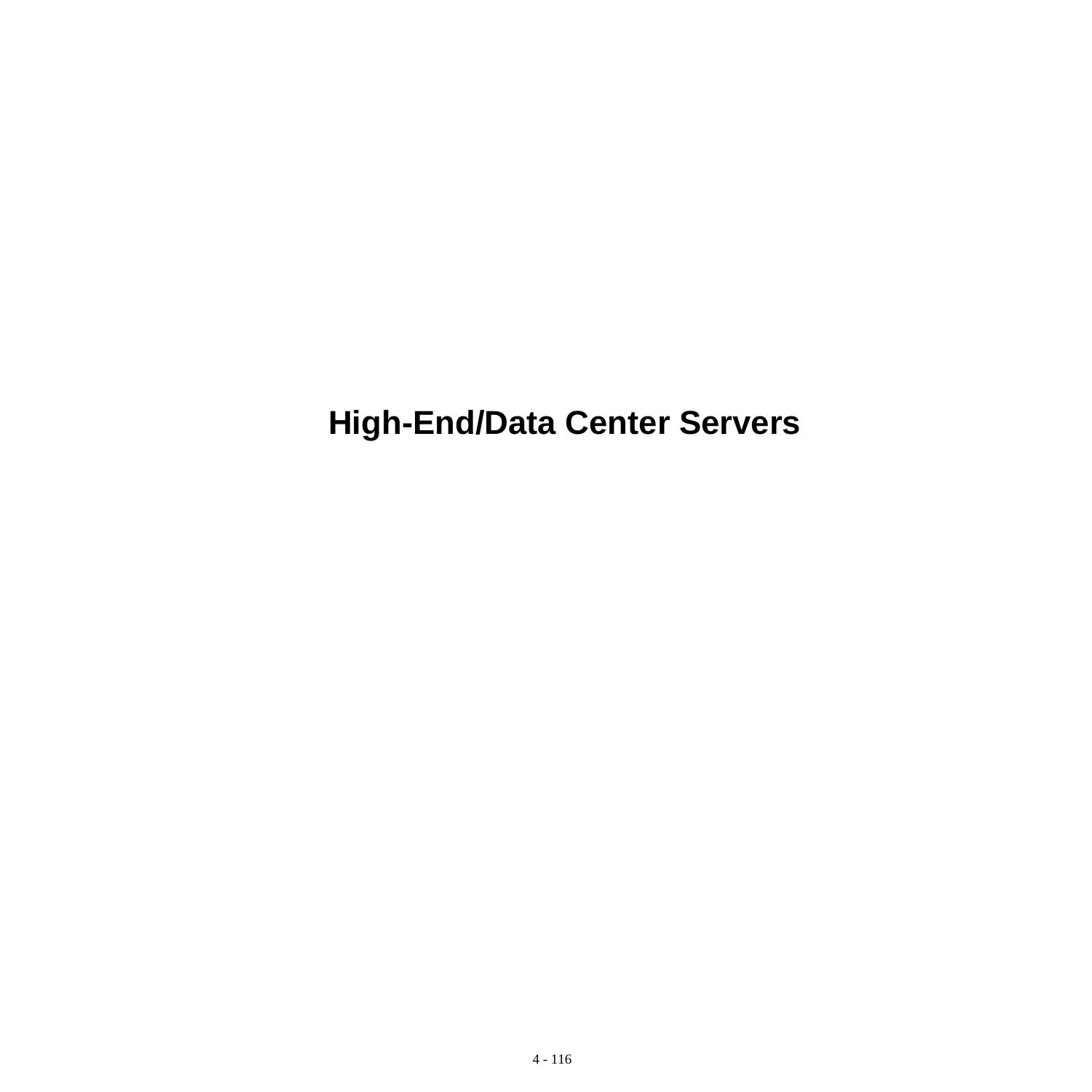# High-End/Data Center Servers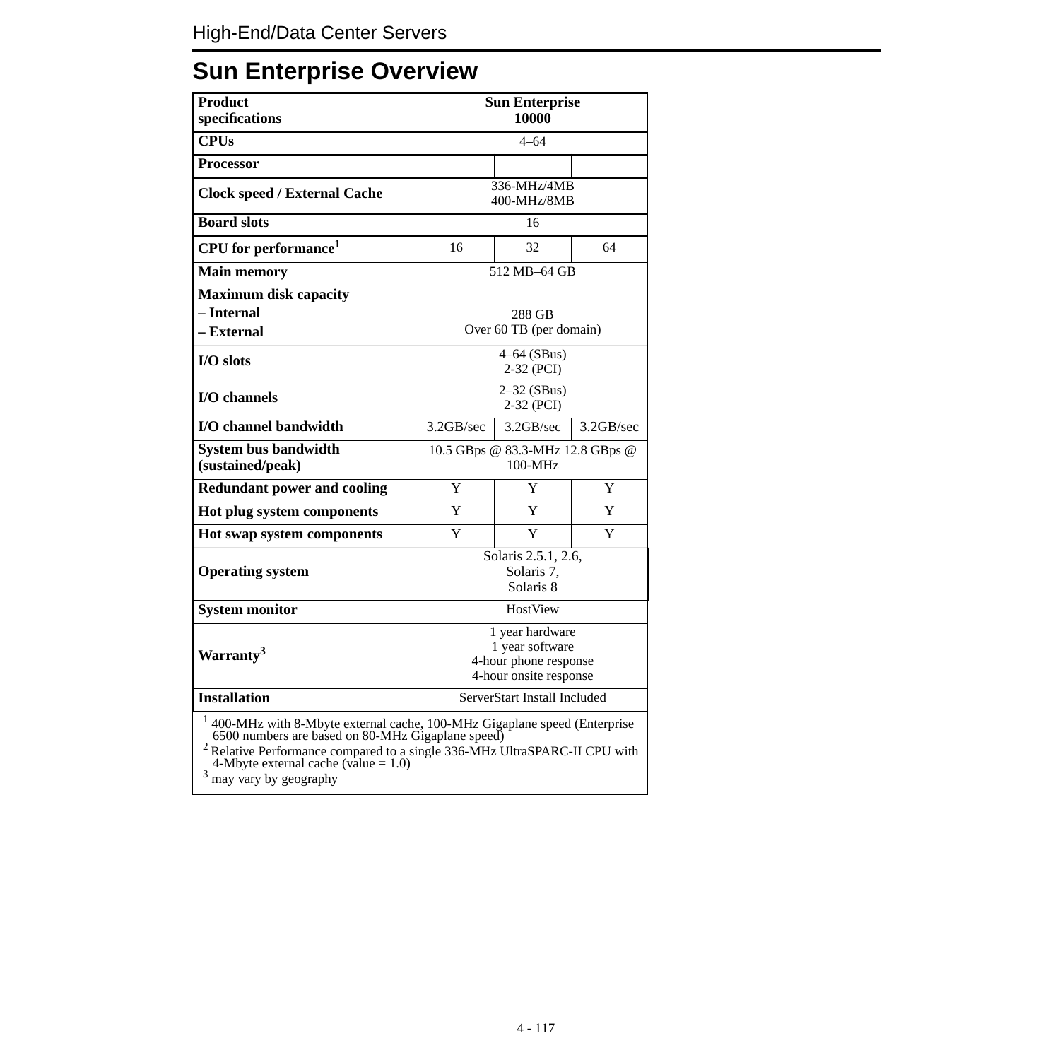# Sun Enterprise Overview

| Product specifications | Sun Enterprise 10000 | | |
|---|---|---|---|
| CPUs | 4–64 | | |
| Processor | | | |
| Clock speed / External Cache | 336-MHz/4MB 400-MHz/8MB | | |
| Board slots | 16 | | |
| CPU for performance[1] | 16 | 32 | 64 |
| Main memory | 512 MB–64 GB | | |
| Maximum disk capacity – Internal – External | 288 GB Over 60 TB (per domain) | | |
| I/O slots | 4–64 (SBus) 2-32 (PCI) | | |
| I/O channels | 2–32 (SBus) 2-32 (PCI) | | |
| I/O channel bandwidth | 3.2GB/sec | 3.2GB/sec | 3.2GB/sec |
| System bus bandwidth (sustained/peak) | 10.5 GBps @ 83.3-MHz 12.8 GBps @ 100-MHz | | |
| Redundant power and cooling | Y | Y | Y |
| Hot plug system components | Y | Y | Y |
| Hot swap system components | Y | Y | Y |
| Operating system | Solaris 2.5.1, 2.6, Solaris 7, Solaris 8 | | |
| System monitor | HostView | | |
| Warranty[3] | 1 year hardware 1 year software 4-hour phone response 4-hour onsite response | | |
| Installation | ServerStart Install Included | | |

[1] 400-MHz with 8-Mbyte external cache, 100-MHz Gigaplane speed (Enterprise 6500 numbers are based on 80-MHz Gigaplane speed)

[2] Relative Performance compared to a single 336-MHz UltraSPARC-II CPU with 4-Mbyte external cache (value = 1.0)

[3] may vary by geography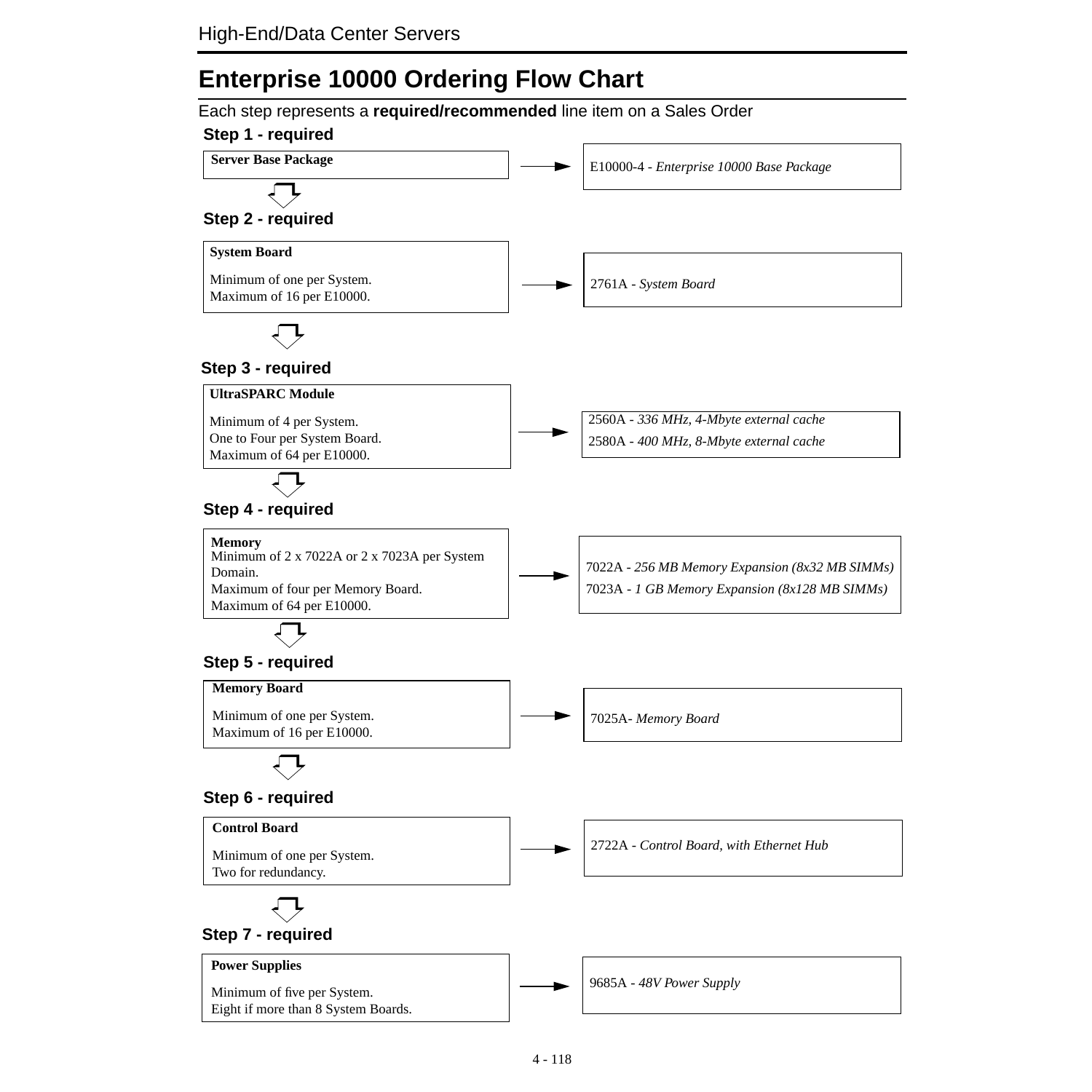# Enterprise 10000 Ordering Flow Chart

Each step represents a **required/recommended** line item on a Sales Order

**Step 1 - required**

**Server Base Package**

→ E10000-4 - *Enterprise 10000 Base Package*

**Step 2 - required**

**System Board**

Minimum of one per System.
Maximum of 16 per E10000.

→ 2761A - *System Board*

**Step 3 - required**

**UltraSPARC Module**

Minimum of 4 per System.
One to Four per System Board.
Maximum of 64 per E10000.

→ 2560A - *336 MHz, 4-Mbyte external cache*
2580A - *400 MHz, 8-Mbyte external cache*

**Step 4 - required**

**Memory**
Minimum of 2 x 7022A or 2 x 7023A per System Domain.
Maximum of four per Memory Board.
Maximum of 64 per E10000.

→ 7022A - *256 MB Memory Expansion (8x32 MB SIMMs)*
7023A - *1 GB Memory Expansion (8x128 MB SIMMs)*

**Step 5 - required**

**Memory Board**

Minimum of one per System.
Maximum of 16 per E10000.

→ 7025A- *Memory Board*

**Step 6 - required**

**Control Board**

Minimum of one per System.
Two for redundancy.

→ 2722A - *Control Board, with Ethernet Hub*

**Step 7 - required**

**Power Supplies**

Minimum of five per System.
Eight if more than 8 System Boards.

→ 9685A - *48V Power Supply*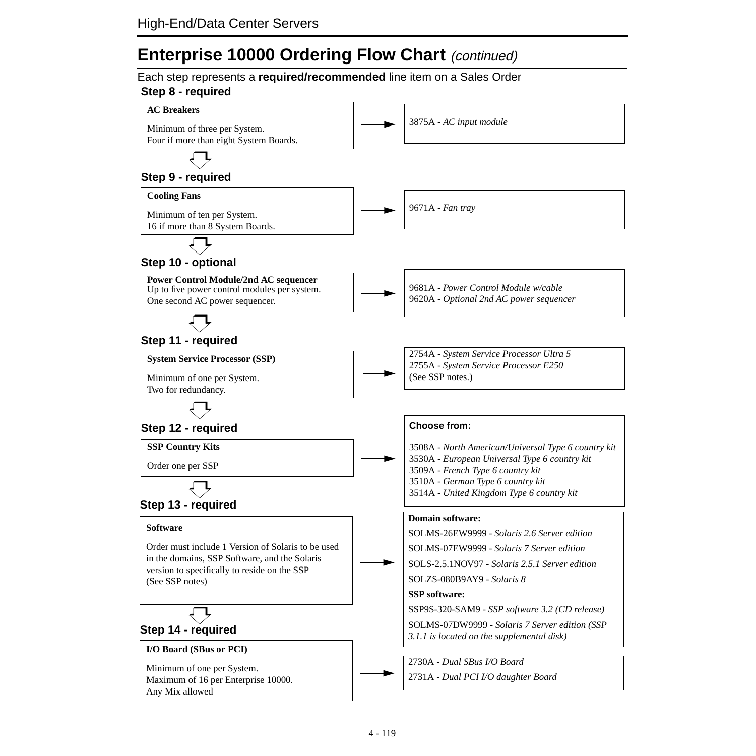# Enterprise 10000 Ordering Flow Chart *(continued)*

Each step represents a **required/recommended** line item on a Sales Order

### Step 8 - required

**AC Breakers**

Minimum of three per System.
Four if more than eight System Boards.

→ 3875A - *AC input module*

### Step 9 - required

**Cooling Fans**

Minimum of ten per System.
16 if more than 8 System Boards.

→ 9671A - *Fan tray*

### Step 10 - optional

**Power Control Module/2nd AC sequencer**
Up to five power control modules per system.
One second AC power sequencer.

→ 9681A - *Power Control Module w/cable*
9620A - *Optional 2nd AC power sequencer*

### Step 11 - required

**System Service Processor (SSP)**

Minimum of one per System.
Two for redundancy.

→ 2754A - *System Service Processor Ultra 5*
2755A - *System Service Processor E250*
(See SSP notes.)

### Step 12 - required

**SSP Country Kits**

Order one per SSP

→ **Choose from:**

3508A - *North American/Universal Type 6 country kit*
3530A - *European Universal Type 6 country kit*
3509A - *French Type 6 country kit*
3510A - *German Type 6 country kit*
3514A - *United Kingdom Type 6 country kit*

### Step 13 - required

**Software**

Order must include 1 Version of Solaris to be used in the domains, SSP Software, and the Solaris version to specifically to reside on the SSP
(See SSP notes)

→ **Domain software:**

SOLMS-26EW9999 - *Solaris 2.6 Server edition*

SOLMS-07EW9999 - *Solaris 7 Server edition*

SOLS-2.5.1NOV97 - *Solaris 2.5.1 Server edition*

SOLZS-080B9AY9 - *Solaris 8*

**SSP software:**

SSP9S-320-SAM9 - *SSP software 3.2 (CD release)*

SOLMS-07DW9999 - *Solaris 7 Server edition (SSP 3.1.1 is located on the supplemental disk)*

### Step 14 - required

**I/O Board (SBus or PCI)**

Minimum of one per System.
Maximum of 16 per Enterprise 10000.
Any Mix allowed

→ 2730A - *Dual SBus I/O Board*

2731A - *Dual PCI I/O daughter Board*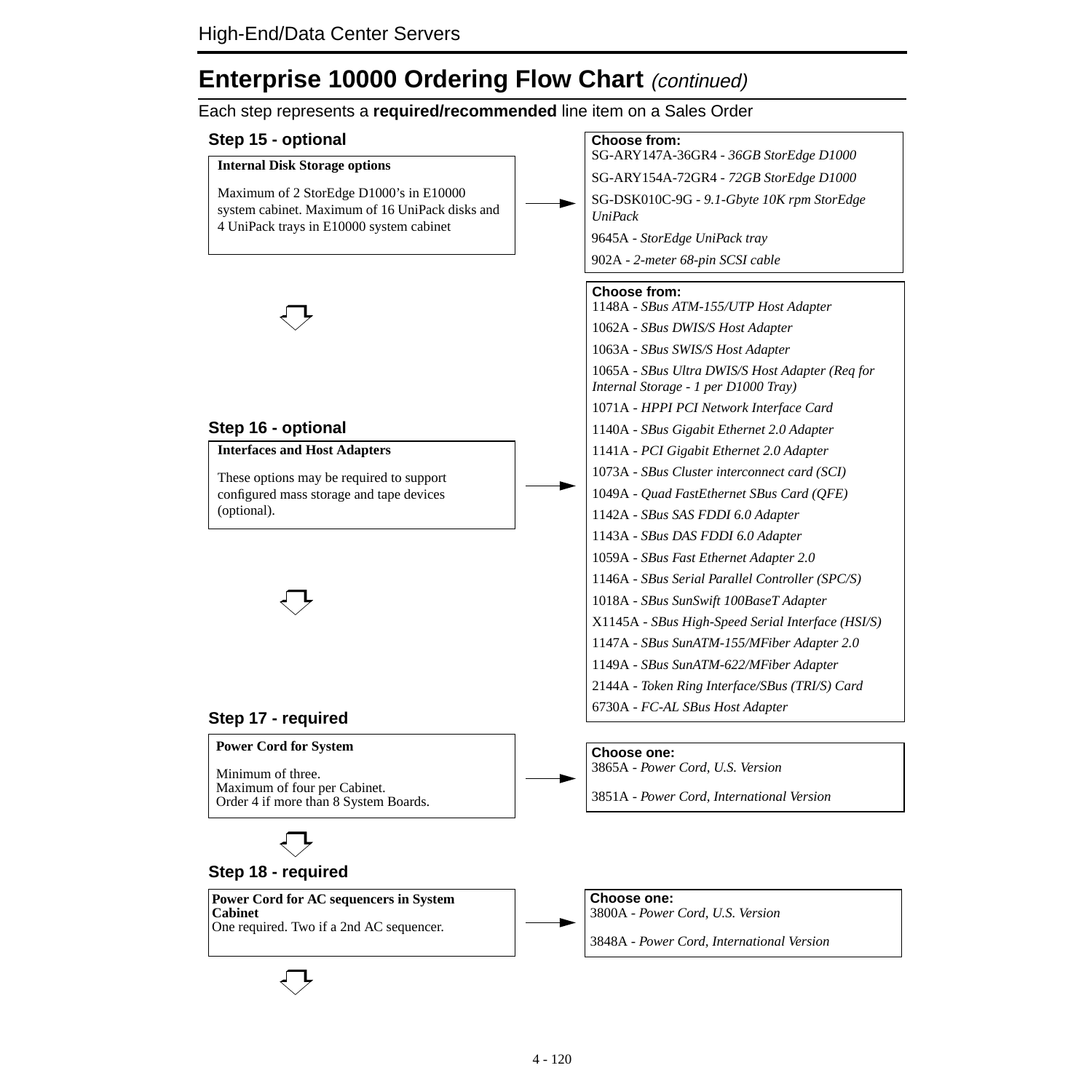# Enterprise 10000 Ordering Flow Chart *(continued)*

Each step represents a **required/recommended** line item on a Sales Order

### Step 15 - optional

**Internal Disk Storage options**

Maximum of 2 StorEdge D1000's in E10000 system cabinet. Maximum of 16 UniPack disks and 4 UniPack trays in E10000 system cabinet

**Choose from:**

- SG-ARY147A-36GR4 - *36GB StorEdge D1000*
- SG-ARY154A-72GR4 - *72GB StorEdge D1000*
- SG-DSK010C-9G - *9.1-Gbyte 10K rpm StorEdge UniPack*
- 9645A - *StorEdge UniPack tray*
- 902A - *2-meter 68-pin SCSI cable*

### Step 16 - optional

**Interfaces and Host Adapters**

These options may be required to support configured mass storage and tape devices (optional).

**Choose from:**

- 1148A - *SBus ATM-155/UTP Host Adapter*
- 1062A - *SBus DWIS/S Host Adapter*
- 1063A - *SBus SWIS/S Host Adapter*
- 1065A - *SBus Ultra DWIS/S Host Adapter (Req for Internal Storage - 1 per D1000 Tray)*
- 1071A - *HPPI PCI Network Interface Card*
- 1140A - *SBus Gigabit Ethernet 2.0 Adapter*
- 1141A - *PCI Gigabit Ethernet 2.0 Adapter*
- 1073A - *SBus Cluster interconnect card (SCI)*
- 1049A - *Quad FastEthernet SBus Card (QFE)*
- 1142A - *SBus SAS FDDI 6.0 Adapter*
- 1143A - *SBus DAS FDDI 6.0 Adapter*
- 1059A - *SBus Fast Ethernet Adapter 2.0*
- 1146A - *SBus Serial Parallel Controller (SPC/S)*
- 1018A - *SBus SunSwift 100BaseT Adapter*
- X1145A - *SBus High-Speed Serial Interface (HSI/S)*
- 1147A - *SBus SunATM-155/MFiber Adapter 2.0*
- 1149A - *SBus SunATM-622/MFiber Adapter*
- 2144A - *Token Ring Interface/SBus (TRI/S) Card*
- 6730A - *FC-AL SBus Host Adapter*

### Step 17 - required

**Power Cord for System**

Minimum of three.
Maximum of four per Cabinet.
Order 4 if more than 8 System Boards.

**Choose one:**

- 3865A - *Power Cord, U.S. Version*
- 3851A - *Power Cord, International Version*

### Step 18 - required

**Power Cord for AC sequencers in System Cabinet**

One required. Two if a 2nd AC sequencer.

**Choose one:**

- 3800A - *Power Cord, U.S. Version*
- 3848A - *Power Cord, International Version*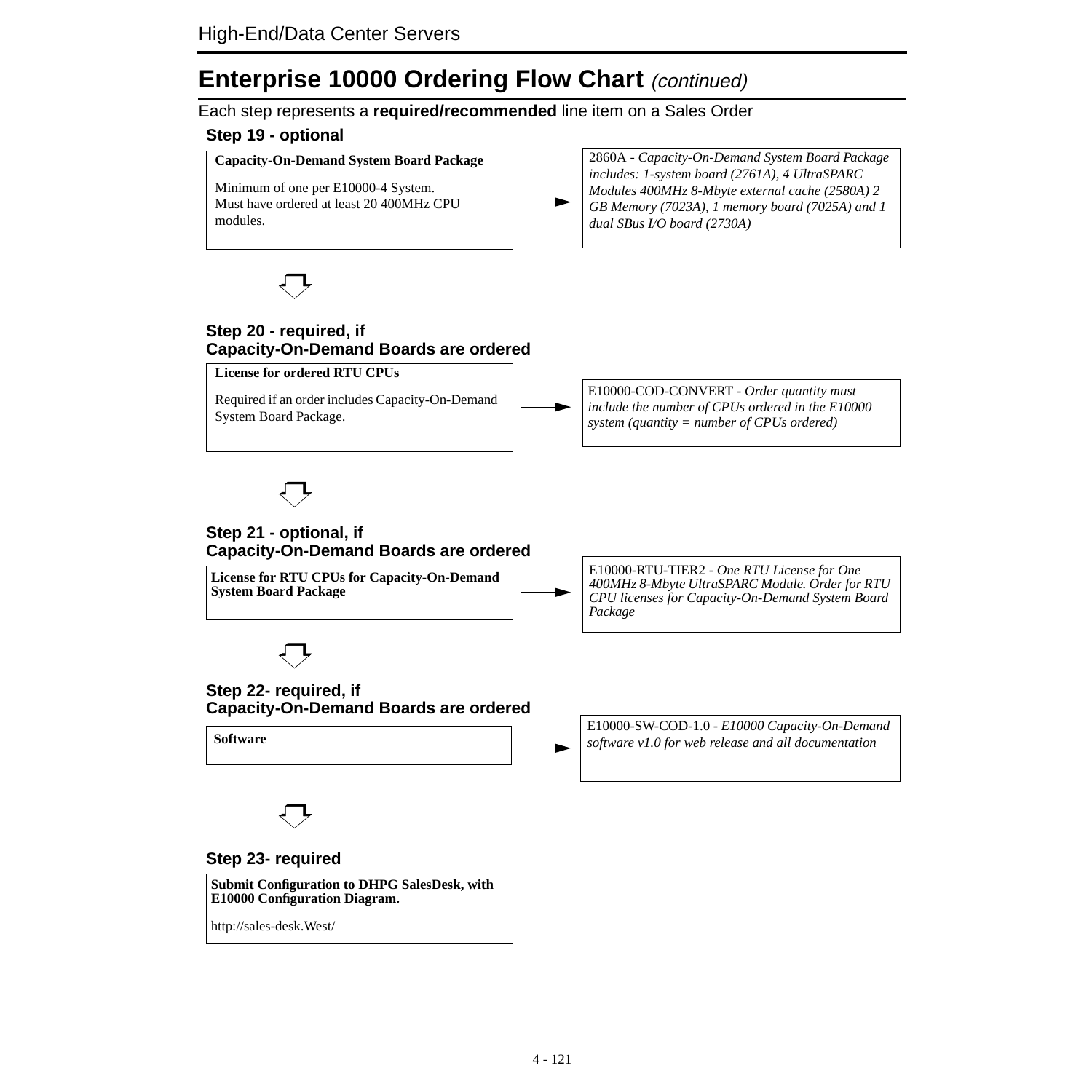# Enterprise 10000 Ordering Flow Chart *(continued)*

Each step represents a **required/recommended** line item on a Sales Order

### Step 19 - optional

**Capacity-On-Demand System Board Package**

Minimum of one per E10000-4 System.
Must have ordered at least 20 400MHz CPU modules.

→ 2860A - *Capacity-On-Demand System Board Package includes: 1-system board (2761A), 4 UltraSPARC Modules 400MHz 8-Mbyte external cache (2580A) 2 GB Memory (7023A), 1 memory board (7025A) and 1 dual SBus I/O board (2730A)*

### Step 20 - required, if Capacity-On-Demand Boards are ordered

**License for ordered RTU CPUs**

Required if an order includes Capacity-On-Demand System Board Package.

→ E10000-COD-CONVERT - *Order quantity must include the number of CPUs ordered in the E10000 system (quantity = number of CPUs ordered)*

### Step 21 - optional, if Capacity-On-Demand Boards are ordered

**License for RTU CPUs for Capacity-On-Demand System Board Package**

→ E10000-RTU-TIER2 - *One RTU License for One 400MHz 8-Mbyte UltraSPARC Module. Order for RTU CPU licenses for Capacity-On-Demand System Board Package*

### Step 22- required, if Capacity-On-Demand Boards are ordered

**Software**

→ E10000-SW-COD-1.0 - *E10000 Capacity-On-Demand software v1.0 for web release and all documentation*

### Step 23- required

**Submit Configuration to DHPG SalesDesk, with E10000 Configuration Diagram.**

http://sales-desk.West/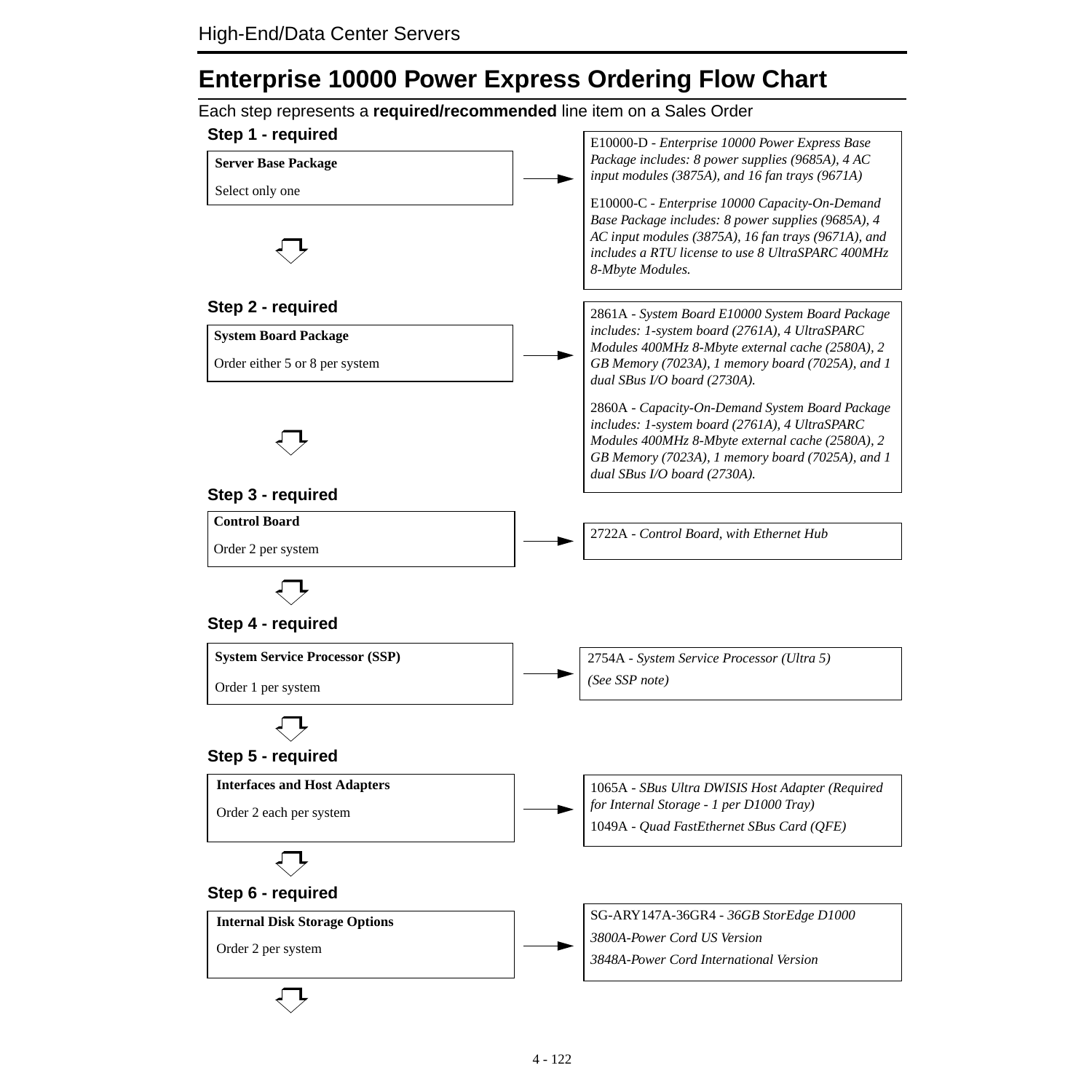# Enterprise 10000 Power Express Ordering Flow Chart

Each step represents a **required/recommended** line item on a Sales Order

### Step 1 - required

**Server Base Package**

Select only one

→ E10000-D - *Enterprise 10000 Power Express Base Package includes: 8 power supplies (9685A), 4 AC input modules (3875A), and 16 fan trays (9671A)*

E10000-C - *Enterprise 10000 Capacity-On-Demand Base Package includes: 8 power supplies (9685A), 4 AC input modules (3875A), 16 fan trays (9671A), and includes a RTU license to use 8 UltraSPARC 400MHz 8-Mbyte Modules.*

### Step 2 - required

**System Board Package**

Order either 5 or 8 per system

→ 2861A - *System Board E10000 System Board Package includes: 1-system board (2761A), 4 UltraSPARC Modules 400MHz 8-Mbyte external cache (2580A), 2 GB Memory (7023A), 1 memory board (7025A), and 1 dual SBus I/O board (2730A).*

2860A - *Capacity-On-Demand System Board Package includes: 1-system board (2761A), 4 UltraSPARC Modules 400MHz 8-Mbyte external cache (2580A), 2 GB Memory (7023A), 1 memory board (7025A), and 1 dual SBus I/O board (2730A).*

### Step 3 - required

**Control Board**

Order 2 per system

→ 2722A - *Control Board, with Ethernet Hub*

### Step 4 - required

**System Service Processor (SSP)**

Order 1 per system

→ 2754A - *System Service Processor (Ultra 5)*

*(See SSP note)*

### Step 5 - required

**Interfaces and Host Adapters**

Order 2 each per system

→ 1065A - *SBus Ultra DWISIS Host Adapter (Required for Internal Storage - 1 per D1000 Tray)*

1049A - *Quad FastEthernet SBus Card (QFE)*

### Step 6 - required

**Internal Disk Storage Options**

Order 2 per system

→ SG-ARY147A-36GR4 - *36GB StorEdge D1000*

*3800A-Power Cord US Version*

*3848A-Power Cord International Version*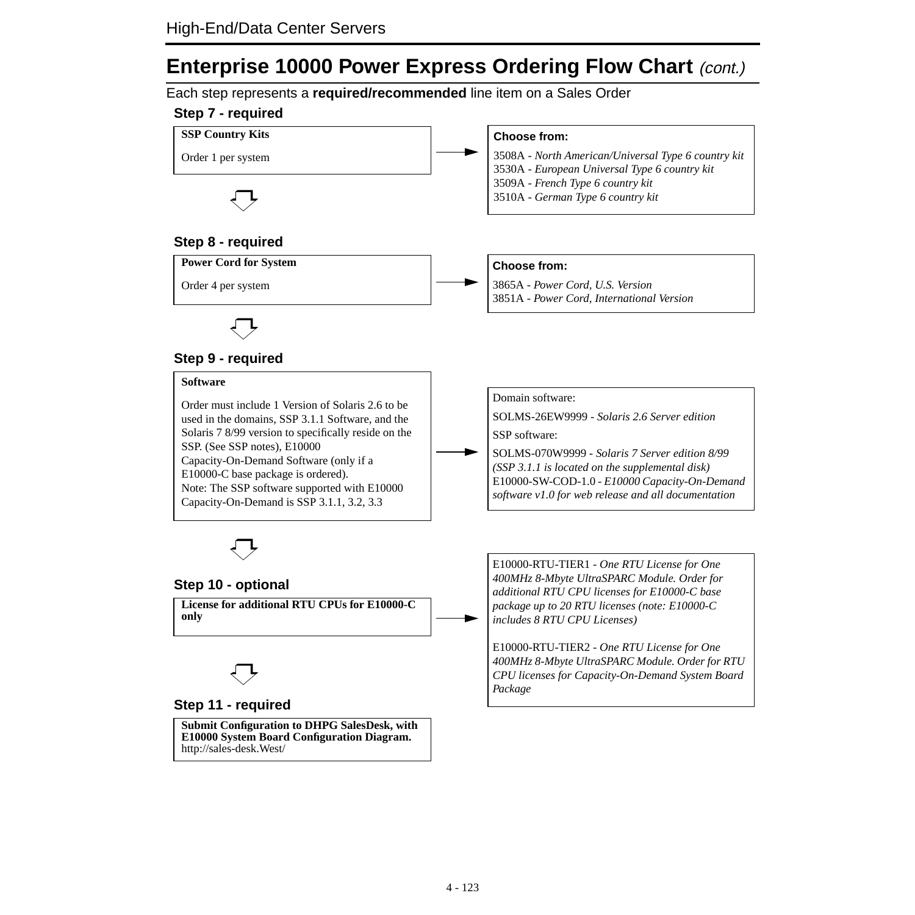# Enterprise 10000 Power Express Ordering Flow Chart *(cont.)*

Each step represents a **required/recommended** line item on a Sales Order

### Step 7 - required

**SSP Country Kits**

Order 1 per system

→ **Choose from:**

3508A - *North American/Universal Type 6 country kit*
3530A - *European Universal Type 6 country kit*
3509A - *French Type 6 country kit*
3510A - *German Type 6 country kit*

### Step 8 - required

**Power Cord for System**

Order 4 per system

→ **Choose from:**

3865A - *Power Cord, U.S. Version*
3851A - *Power Cord, International Version*

### Step 9 - required

**Software**

Order must include 1 Version of Solaris 2.6 to be used in the domains, SSP 3.1.1 Software, and the Solaris 7 8/99 version to specifically reside on the SSP. (See SSP notes), E10000 Capacity-On-Demand Software (only if a E10000-C base package is ordered).
Note: The SSP software supported with E10000 Capacity-On-Demand is SSP 3.1.1, 3.2, 3.3

→ Domain software:

SOLMS-26EW9999 - *Solaris 2.6 Server edition*

SSP software:

SOLMS-070W9999 - *Solaris 7 Server edition 8/99 (SSP 3.1.1 is located on the supplemental disk)*
E10000-SW-COD-1.0 - *E10000 Capacity-On-Demand software v1.0 for web release and all documentation*

### Step 10 - optional

**License for additional RTU CPUs for E10000-C only**

→ E10000-RTU-TIER1 - *One RTU License for One 400MHz 8-Mbyte UltraSPARC Module. Order for additional RTU CPU licenses for E10000-C base package up to 20 RTU licenses (note: E10000-C includes 8 RTU CPU Licenses)*

E10000-RTU-TIER2 - *One RTU License for One 400MHz 8-Mbyte UltraSPARC Module. Order for RTU CPU licenses for Capacity-On-Demand System Board Package*

### Step 11 - required

**Submit Configuration to DHPG SalesDesk, with E10000 System Board Configuration Diagram.**
http://sales-desk.West/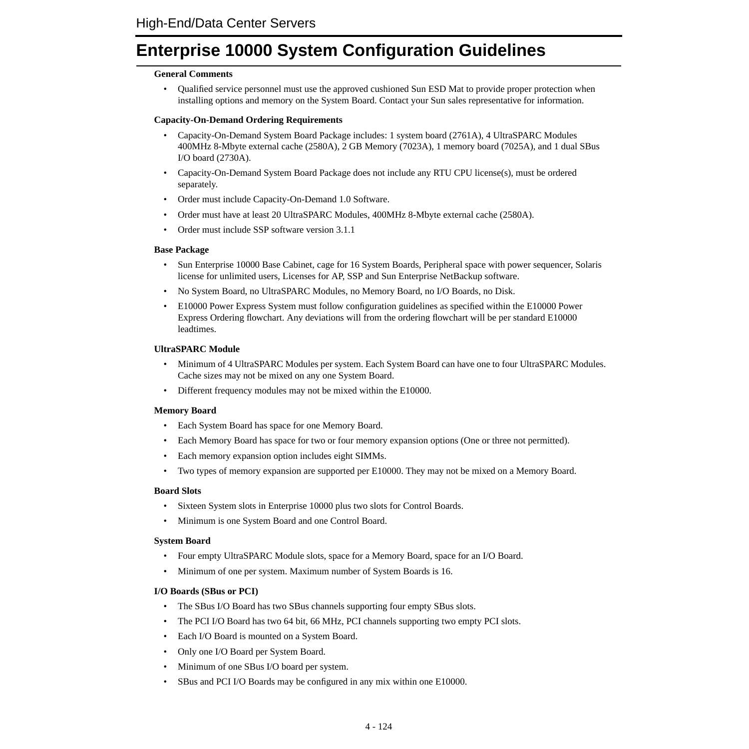# Enterprise 10000 System Configuration Guidelines

**General Comments**

- Qualified service personnel must use the approved cushioned Sun ESD Mat to provide proper protection when installing options and memory on the System Board. Contact your Sun sales representative for information.

**Capacity-On-Demand Ordering Requirements**

- Capacity-On-Demand System Board Package includes: 1 system board (2761A), 4 UltraSPARC Modules 400MHz 8-Mbyte external cache (2580A), 2 GB Memory (7023A), 1 memory board (7025A), and 1 dual SBus I/O board (2730A).
- Capacity-On-Demand System Board Package does not include any RTU CPU license(s), must be ordered separately.
- Order must include Capacity-On-Demand 1.0 Software.
- Order must have at least 20 UltraSPARC Modules, 400MHz 8-Mbyte external cache (2580A).
- Order must include SSP software version 3.1.1

**Base Package**

- Sun Enterprise 10000 Base Cabinet, cage for 16 System Boards, Peripheral space with power sequencer, Solaris license for unlimited users, Licenses for AP, SSP and Sun Enterprise NetBackup software.
- No System Board, no UltraSPARC Modules, no Memory Board, no I/O Boards, no Disk.
- E10000 Power Express System must follow configuration guidelines as specified within the E10000 Power Express Ordering flowchart. Any deviations will from the ordering flowchart will be per standard E10000 leadtimes.

**UltraSPARC Module**

- Minimum of 4 UltraSPARC Modules per system. Each System Board can have one to four UltraSPARC Modules. Cache sizes may not be mixed on any one System Board.
- Different frequency modules may not be mixed within the E10000.

**Memory Board**

- Each System Board has space for one Memory Board.
- Each Memory Board has space for two or four memory expansion options (One or three not permitted).
- Each memory expansion option includes eight SIMMs.
- Two types of memory expansion are supported per E10000. They may not be mixed on a Memory Board.

**Board Slots**

- Sixteen System slots in Enterprise 10000 plus two slots for Control Boards.
- Minimum is one System Board and one Control Board.

**System Board**

- Four empty UltraSPARC Module slots, space for a Memory Board, space for an I/O Board.
- Minimum of one per system. Maximum number of System Boards is 16.

**I/O Boards (SBus or PCI)**

- The SBus I/O Board has two SBus channels supporting four empty SBus slots.
- The PCI I/O Board has two 64 bit, 66 MHz, PCI channels supporting two empty PCI slots.
- Each I/O Board is mounted on a System Board.
- Only one I/O Board per System Board.
- Minimum of one SBus I/O board per system.
- SBus and PCI I/O Boards may be configured in any mix within one E10000.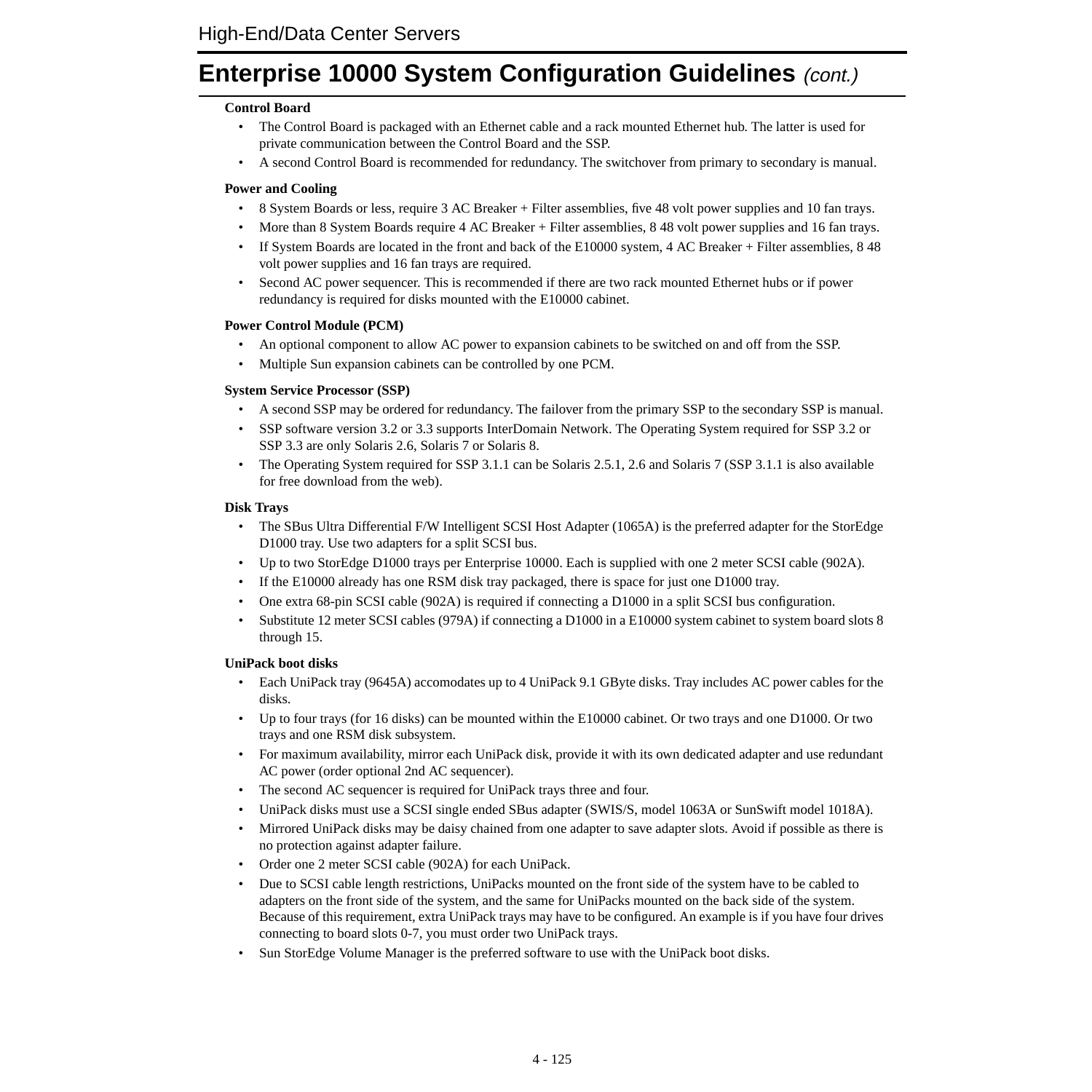# Enterprise 10000 System Configuration Guidelines *(cont.)*

**Control Board**

- The Control Board is packaged with an Ethernet cable and a rack mounted Ethernet hub. The latter is used for private communication between the Control Board and the SSP.
- A second Control Board is recommended for redundancy. The switchover from primary to secondary is manual.

**Power and Cooling**

- 8 System Boards or less, require 3 AC Breaker + Filter assemblies, five 48 volt power supplies and 10 fan trays.
- More than 8 System Boards require 4 AC Breaker + Filter assemblies, 8 48 volt power supplies and 16 fan trays.
- If System Boards are located in the front and back of the E10000 system, 4 AC Breaker + Filter assemblies, 8 48 volt power supplies and 16 fan trays are required.
- Second AC power sequencer. This is recommended if there are two rack mounted Ethernet hubs or if power redundancy is required for disks mounted with the E10000 cabinet.

**Power Control Module (PCM)**

- An optional component to allow AC power to expansion cabinets to be switched on and off from the SSP.
- Multiple Sun expansion cabinets can be controlled by one PCM.

**System Service Processor (SSP)**

- A second SSP may be ordered for redundancy. The failover from the primary SSP to the secondary SSP is manual.
- SSP software version 3.2 or 3.3 supports InterDomain Network. The Operating System required for SSP 3.2 or SSP 3.3 are only Solaris 2.6, Solaris 7 or Solaris 8.
- The Operating System required for SSP 3.1.1 can be Solaris 2.5.1, 2.6 and Solaris 7 (SSP 3.1.1 is also available for free download from the web).

**Disk Trays**

- The SBus Ultra Differential F/W Intelligent SCSI Host Adapter (1065A) is the preferred adapter for the StorEdge D1000 tray. Use two adapters for a split SCSI bus.
- Up to two StorEdge D1000 trays per Enterprise 10000. Each is supplied with one 2 meter SCSI cable (902A).
- If the E10000 already has one RSM disk tray packaged, there is space for just one D1000 tray.
- One extra 68-pin SCSI cable (902A) is required if connecting a D1000 in a split SCSI bus configuration.
- Substitute 12 meter SCSI cables (979A) if connecting a D1000 in a E10000 system cabinet to system board slots 8 through 15.

**UniPack boot disks**

- Each UniPack tray (9645A) accomodates up to 4 UniPack 9.1 GByte disks. Tray includes AC power cables for the disks.
- Up to four trays (for 16 disks) can be mounted within the E10000 cabinet. Or two trays and one D1000. Or two trays and one RSM disk subsystem.
- For maximum availability, mirror each UniPack disk, provide it with its own dedicated adapter and use redundant AC power (order optional 2nd AC sequencer).
- The second AC sequencer is required for UniPack trays three and four.
- UniPack disks must use a SCSI single ended SBus adapter (SWIS/S, model 1063A or SunSwift model 1018A).
- Mirrored UniPack disks may be daisy chained from one adapter to save adapter slots. Avoid if possible as there is no protection against adapter failure.
- Order one 2 meter SCSI cable (902A) for each UniPack.
- Due to SCSI cable length restrictions, UniPacks mounted on the front side of the system have to be cabled to adapters on the front side of the system, and the same for UniPacks mounted on the back side of the system. Because of this requirement, extra UniPack trays may have to be configured. An example is if you have four drives connecting to board slots 0-7, you must order two UniPack trays.
- Sun StorEdge Volume Manager is the preferred software to use with the UniPack boot disks.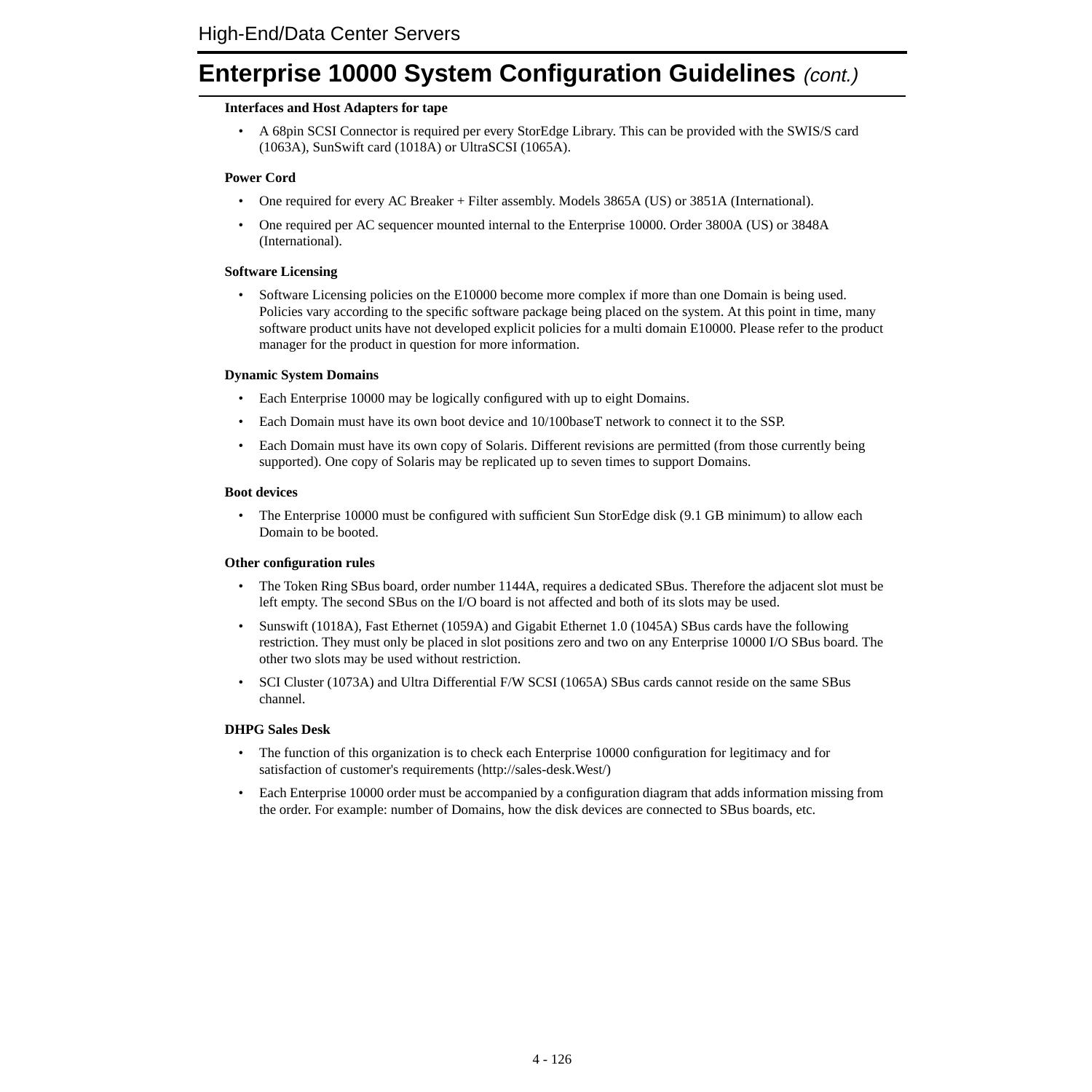# Enterprise 10000 System Configuration Guidelines *(cont.)*

**Interfaces and Host Adapters for tape**

- A 68pin SCSI Connector is required per every StorEdge Library. This can be provided with the SWIS/S card (1063A), SunSwift card (1018A) or UltraSCSI (1065A).

**Power Cord**

- One required for every AC Breaker + Filter assembly. Models 3865A (US) or 3851A (International).
- One required per AC sequencer mounted internal to the Enterprise 10000. Order 3800A (US) or 3848A (International).

**Software Licensing**

- Software Licensing policies on the E10000 become more complex if more than one Domain is being used. Policies vary according to the specific software package being placed on the system. At this point in time, many software product units have not developed explicit policies for a multi domain E10000. Please refer to the product manager for the product in question for more information.

**Dynamic System Domains**

- Each Enterprise 10000 may be logically configured with up to eight Domains.
- Each Domain must have its own boot device and 10/100baseT network to connect it to the SSP.
- Each Domain must have its own copy of Solaris. Different revisions are permitted (from those currently being supported). One copy of Solaris may be replicated up to seven times to support Domains.

**Boot devices**

- The Enterprise 10000 must be configured with sufficient Sun StorEdge disk (9.1 GB minimum) to allow each Domain to be booted.

**Other configuration rules**

- The Token Ring SBus board, order number 1144A, requires a dedicated SBus. Therefore the adjacent slot must be left empty. The second SBus on the I/O board is not affected and both of its slots may be used.
- Sunswift (1018A), Fast Ethernet (1059A) and Gigabit Ethernet 1.0 (1045A) SBus cards have the following restriction. They must only be placed in slot positions zero and two on any Enterprise 10000 I/O SBus board. The other two slots may be used without restriction.
- SCI Cluster (1073A) and Ultra Differential F/W SCSI (1065A) SBus cards cannot reside on the same SBus channel.

**DHPG Sales Desk**

- The function of this organization is to check each Enterprise 10000 configuration for legitimacy and for satisfaction of customer's requirements (http://sales-desk.West/)
- Each Enterprise 10000 order must be accompanied by a configuration diagram that adds information missing from the order. For example: number of Domains, how the disk devices are connected to SBus boards, etc.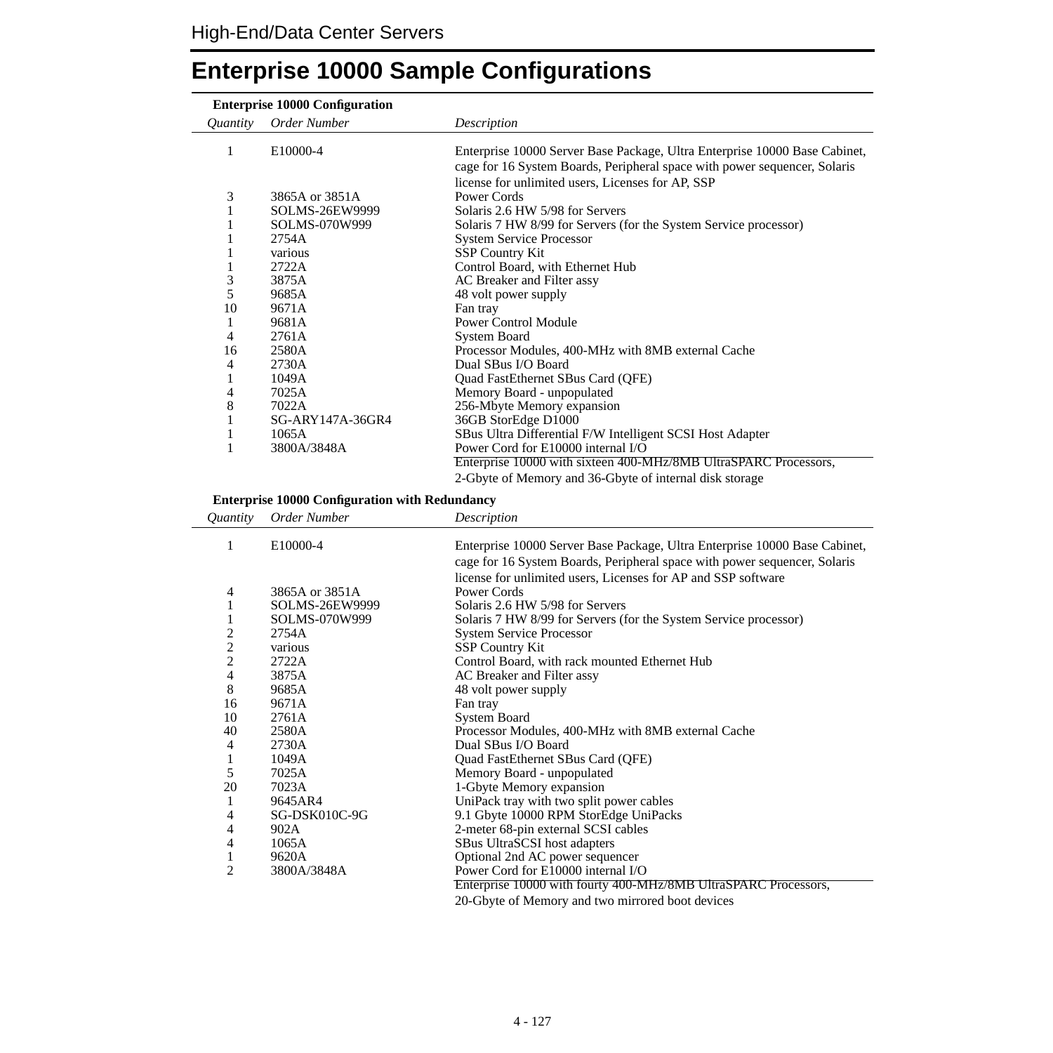# Enterprise 10000 Sample Configurations

**Enterprise 10000 Configuration**

| *Quantity* | *Order Number* | *Description* |
|---|---|---|
| 1 | E10000-4 | Enterprise 10000 Server Base Package, Ultra Enterprise 10000 Base Cabinet, cage for 16 System Boards, Peripheral space with power sequencer, Solaris license for unlimited users, Licenses for AP, SSP |
| 3 | 3865A or 3851A | Power Cords |
| 1 | SOLMS-26EW9999 | Solaris 2.6 HW 5/98 for Servers |
| 1 | SOLMS-070W999 | Solaris 7 HW 8/99 for Servers (for the System Service processor) |
| 1 | 2754A | System Service Processor |
| 1 | various | SSP Country Kit |
| 1 | 2722A | Control Board, with Ethernet Hub |
| 3 | 3875A | AC Breaker and Filter assy |
| 5 | 9685A | 48 volt power supply |
| 10 | 9671A | Fan tray |
| 1 | 9681A | Power Control Module |
| 4 | 2761A | System Board |
| 16 | 2580A | Processor Modules, 400-MHz with 8MB external Cache |
| 4 | 2730A | Dual SBus I/O Board |
| 1 | 1049A | Quad FastEthernet SBus Card (QFE) |
| 4 | 7025A | Memory Board - unpopulated |
| 8 | 7022A | 256-Mbyte Memory expansion |
| 1 | SG-ARY147A-36GR4 | 36GB StorEdge D1000 |
| 1 | 1065A | SBus Ultra Differential F/W Intelligent SCSI Host Adapter |
| 1 | 3800A/3848A | Power Cord for E10000 internal I/O |
| | | Enterprise 10000 with sixteen 400-MHz/8MB UltraSPARC Processors, 2-Gbyte of Memory and 36-Gbyte of internal disk storage |

**Enterprise 10000 Configuration with Redundancy**

| *Quantity* | *Order Number* | *Description* |
|---|---|---|
| 1 | E10000-4 | Enterprise 10000 Server Base Package, Ultra Enterprise 10000 Base Cabinet, cage for 16 System Boards, Peripheral space with power sequencer, Solaris license for unlimited users, Licenses for AP and SSP software |
| 4 | 3865A or 3851A | Power Cords |
| 1 | SOLMS-26EW9999 | Solaris 2.6 HW 5/98 for Servers |
| 1 | SOLMS-070W999 | Solaris 7 HW 8/99 for Servers (for the System Service processor) |
| 2 | 2754A | System Service Processor |
| 2 | various | SSP Country Kit |
| 2 | 2722A | Control Board, with rack mounted Ethernet Hub |
| 4 | 3875A | AC Breaker and Filter assy |
| 8 | 9685A | 48 volt power supply |
| 16 | 9671A | Fan tray |
| 10 | 2761A | System Board |
| 40 | 2580A | Processor Modules, 400-MHz with 8MB external Cache |
| 4 | 2730A | Dual SBus I/O Board |
| 1 | 1049A | Quad FastEthernet SBus Card (QFE) |
| 5 | 7025A | Memory Board - unpopulated |
| 20 | 7023A | 1-Gbyte Memory expansion |
| 1 | 9645AR4 | UniPack tray with two split power cables |
| 4 | SG-DSK010C-9G | 9.1 Gbyte 10000 RPM StorEdge UniPacks |
| 4 | 902A | 2-meter 68-pin external SCSI cables |
| 4 | 1065A | SBus UltraSCSI host adapters |
| 1 | 9620A | Optional 2nd AC power sequencer |
| 2 | 3800A/3848A | Power Cord for E10000 internal I/O |
| | | Enterprise 10000 with fourty 400-MHz/8MB UltraSPARC Processors, 20-Gbyte of Memory and two mirrored boot devices |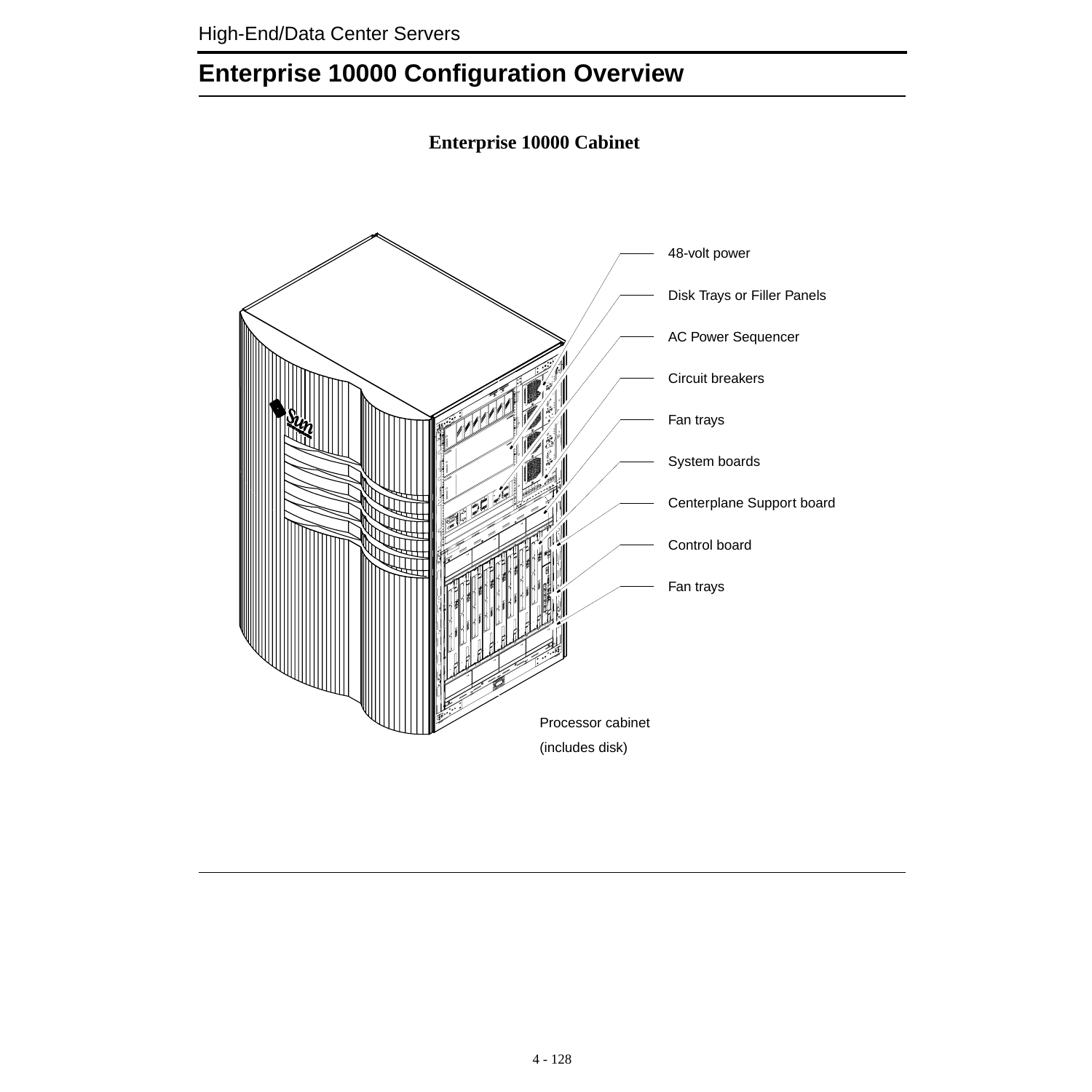# Enterprise 10000 Configuration Overview

**Enterprise 10000 Cabinet**

48-volt power

Disk Trays or Filler Panels

AC Power Sequencer

Circuit breakers

Fan trays

System boards

Centerplane Support board

Control board

Fan trays

Processor cabinet
(includes disk)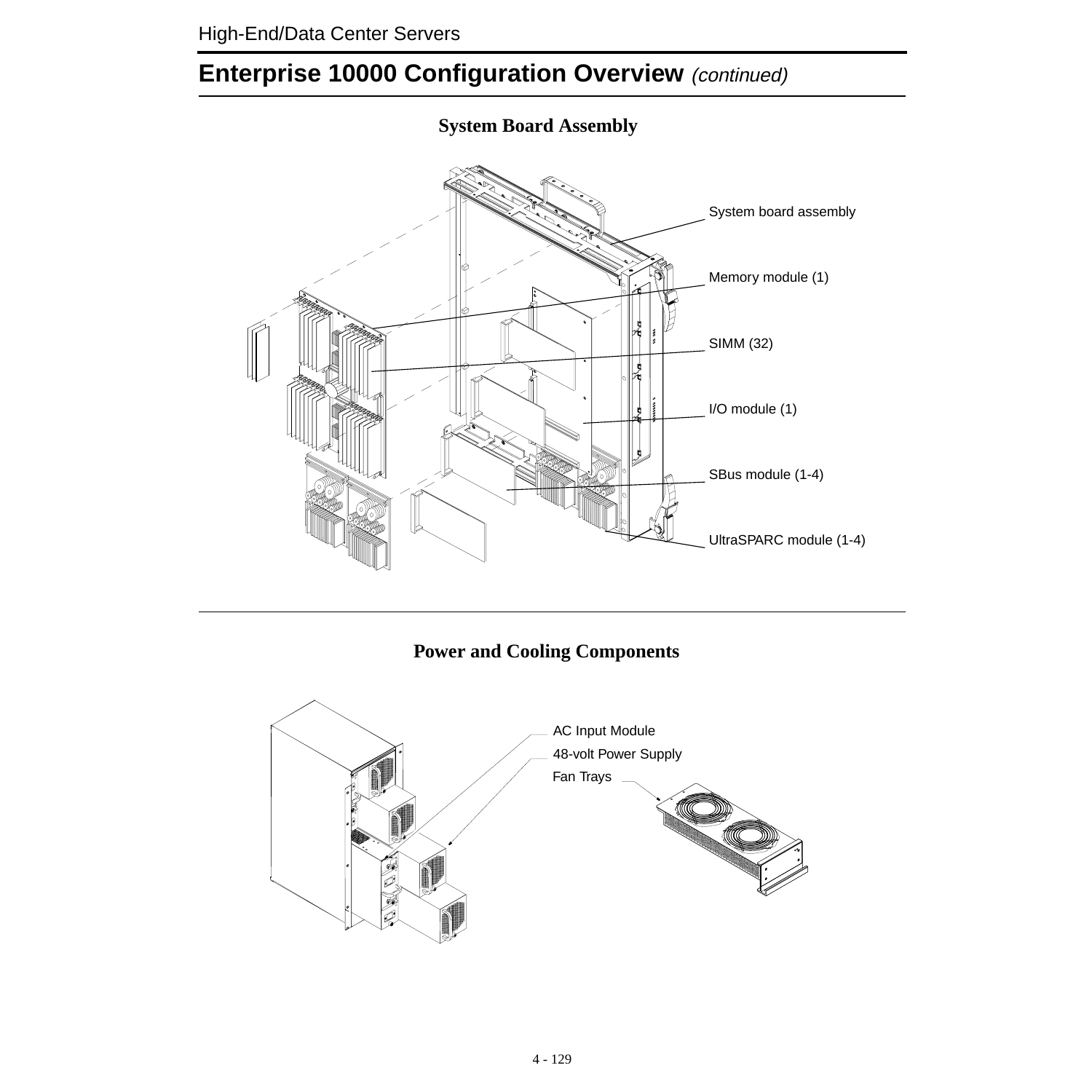## Enterprise 10000 Configuration Overview *(continued)*

### System Board Assembly

System board assembly

Memory module (1)

SIMM (32)

I/O module (1)

SBus module (1-4)

UltraSPARC module (1-4)

### Power and Cooling Components

AC Input Module

48-volt Power Supply

Fan Trays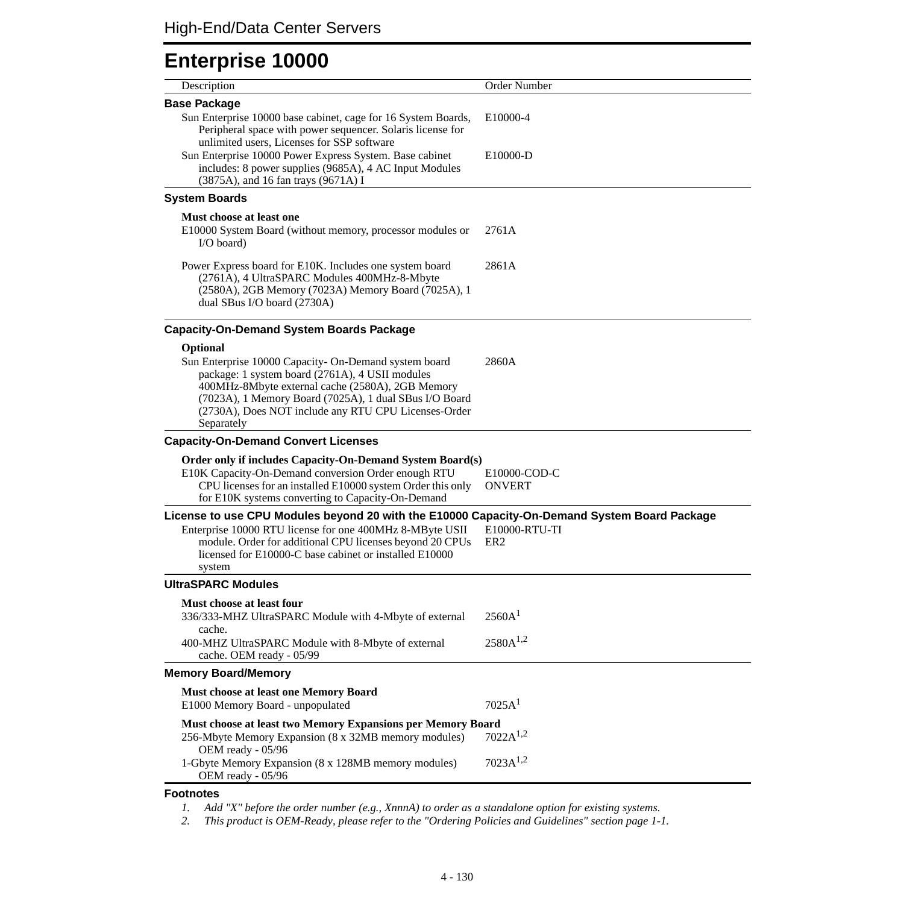# Enterprise 10000

| Description | Order Number |
|---|---|
| **Base Package** | |
| Sun Enterprise 10000 base cabinet, cage for 16 System Boards, Peripheral space with power sequencer. Solaris license for unlimited users, Licenses for SSP software | E10000-4 |
| Sun Enterprise 10000 Power Express System. Base cabinet includes: 8 power supplies (9685A), 4 AC Input Modules (3875A), and 16 fan trays (9671A) I | E10000-D |
| **System Boards** | |
| **Must choose at least one** | |
| E10000 System Board (without memory, processor modules or I/O board) | 2761A |
| Power Express board for E10K. Includes one system board (2761A), 4 UltraSPARC Modules 400MHz-8-Mbyte (2580A), 2GB Memory (7023A) Memory Board (7025A), 1 dual SBus I/O board (2730A) | 2861A |
| **Capacity-On-Demand System Boards Package** | |
| **Optional** | |
| Sun Enterprise 10000 Capacity- On-Demand system board package: 1 system board (2761A), 4 USII modules 400MHz-8Mbyte external cache (2580A), 2GB Memory (7023A), 1 Memory Board (7025A), 1 dual SBus I/O Board (2730A), Does NOT include any RTU CPU Licenses-Order Separately | 2860A |
| **Capacity-On-Demand Convert Licenses** | |
| **Order only if includes Capacity-On-Demand System Board(s)** | |
| E10K Capacity-On-Demand conversion Order enough RTU CPU licenses for an installed E10000 system Order this only for E10K systems converting to Capacity-On-Demand | E10000-COD-CONVERT |
| **License to use CPU Modules beyond 20 with the E10000 Capacity-On-Demand System Board Package** | |
| Enterprise 10000 RTU license for one 400MHz 8-MByte USII module. Order for additional CPU licenses beyond 20 CPUs licensed for E10000-C base cabinet or installed E10000 system | E10000-RTU-TIER2 |
| **UltraSPARC Modules** | |
| **Must choose at least four** | |
| 336/333-MHZ UltraSPARC Module with 4-Mbyte of external cache. | 2560A[1] |
| 400-MHZ UltraSPARC Module with 8-Mbyte of external cache. OEM ready - 05/99 | 2580A[1,2] |
| **Memory Board/Memory** | |
| **Must choose at least one Memory Board** | |
| E1000 Memory Board - unpopulated | 7025A[1] |
| **Must choose at least two Memory Expansions per Memory Board** | |
| 256-Mbyte Memory Expansion (8 x 32MB memory modules) OEM ready - 05/96 | 7022A[1,2] |
| 1-Gbyte Memory Expansion (8 x 128MB memory modules) OEM ready - 05/96 | 7023A[1,2] |

**Footnotes**

1. *Add "X" before the order number (e.g., XnnnA) to order as a standalone option for existing systems.*
2. *This product is OEM-Ready, please refer to the "Ordering Policies and Guidelines" section page 1-1.*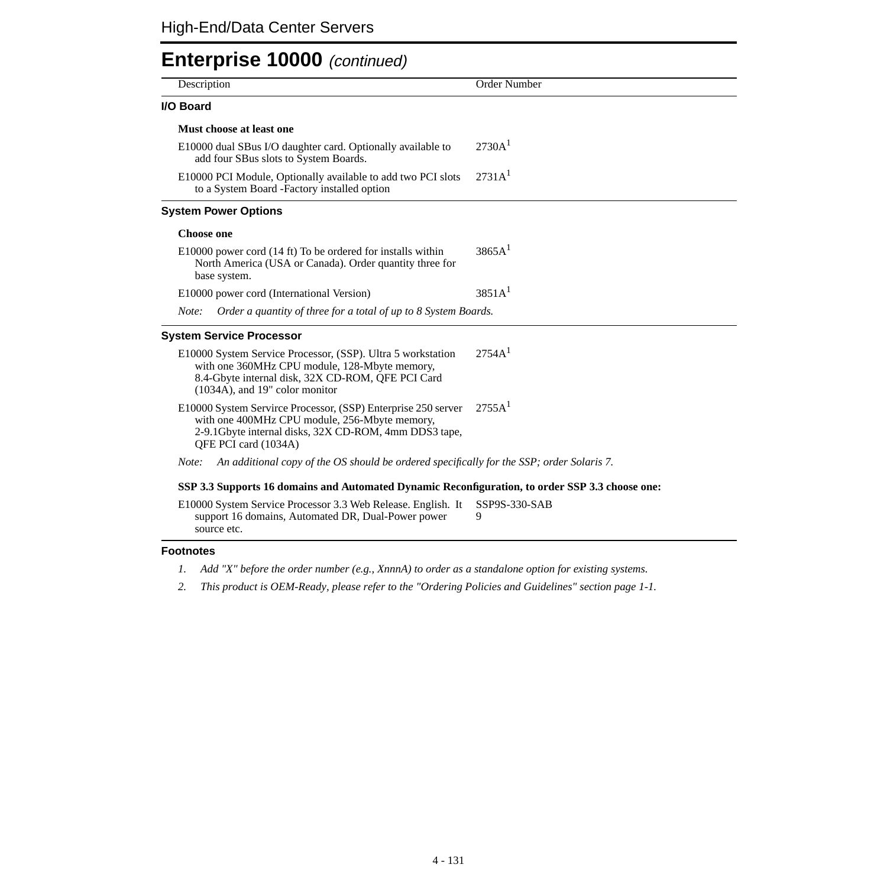# Enterprise 10000 *(continued)*

| Description | Order Number |
|---|---|
| **I/O Board** | |
| **Must choose at least one** | |
| E10000 dual SBus I/O daughter card. Optionally available to add four SBus slots to System Boards. | 2730A[1] |
| E10000 PCI Module, Optionally available to add two PCI slots to a System Board -Factory installed option | 2731A[1] |
| **System Power Options** | |
| **Choose one** | |
| E10000 power cord (14 ft) To be ordered for installs within North America (USA or Canada). Order quantity three for base system. | 3865A[1] |
| E10000 power cord (International Version) | 3851A[1] |
| *Note: Order a quantity of three for a total of up to 8 System Boards.* | |
| **System Service Processor** | |
| E10000 System Service Processor, (SSP). Ultra 5 workstation with one 360MHz CPU module, 128-Mbyte memory, 8.4-Gbyte internal disk, 32X CD-ROM, QFE PCI Card (1034A), and 19" color monitor | 2754A[1] |
| E10000 System Servirce Processor, (SSP) Enterprise 250 server with one 400MHz CPU module, 256-Mbyte memory, 2-9.1Gbyte internal disks, 32X CD-ROM, 4mm DDS3 tape, QFE PCI card (1034A) | 2755A[1] |
| *Note: An additional copy of the OS should be ordered specifically for the SSP; order Solaris 7.* | |
| **SSP 3.3 Supports 16 domains and Automated Dynamic Reconfiguration, to order SSP 3.3 choose one:** | |
| E10000 System Service Processor 3.3 Web Release. English. It support 16 domains, Automated DR, Dual-Power power source etc. | SSP9S-330-SAB9 |

## Footnotes

1. *Add "X" before the order number (e.g., XnnnA) to order as a standalone option for existing systems.*
2. *This product is OEM-Ready, please refer to the "Ordering Policies and Guidelines" section page 1-1.*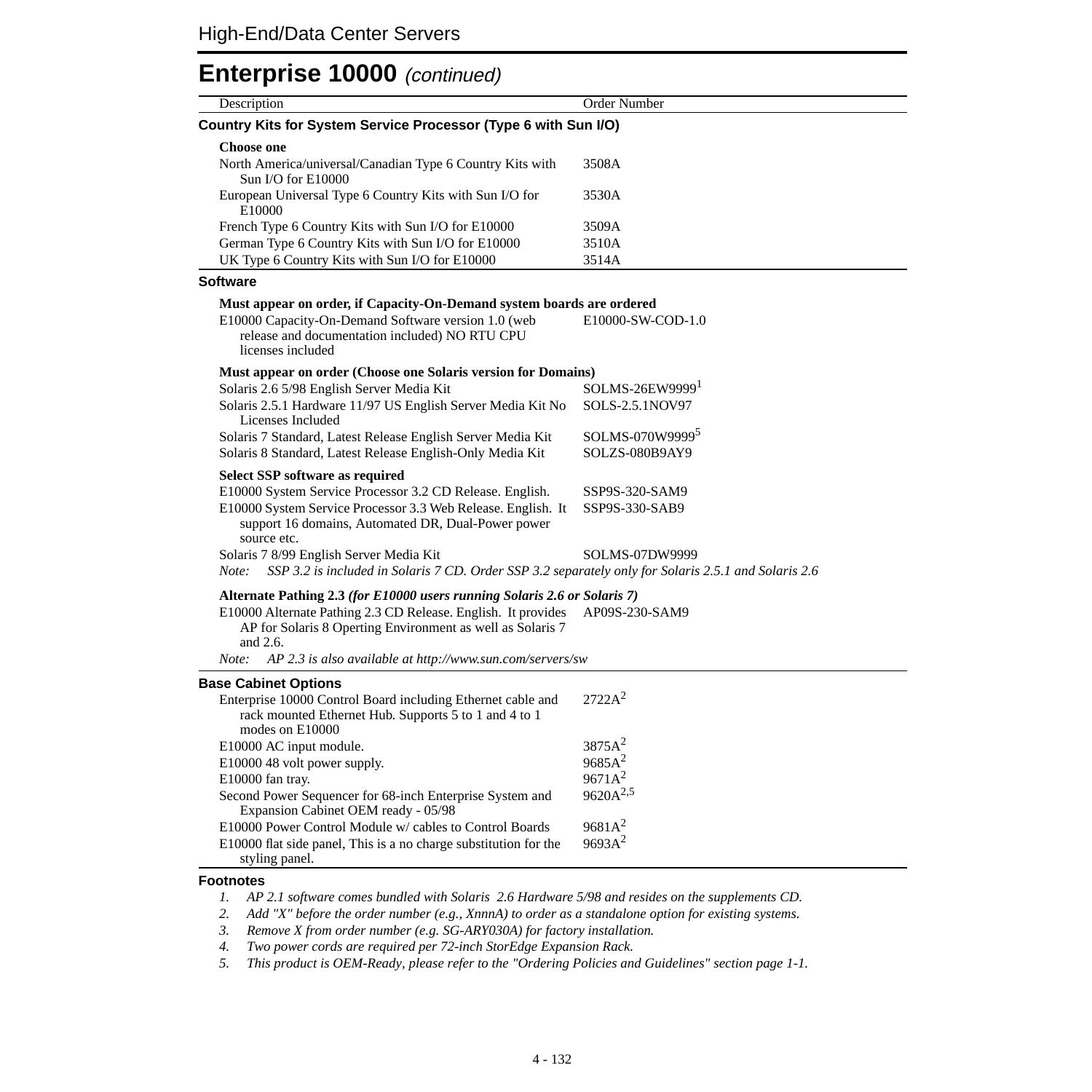# Enterprise 10000 *(continued)*

| Description | Order Number |
|---|---|
| **Country Kits for System Service Processor (Type 6 with Sun I/O)** | |
| **Choose one** | |
| North America/universal/Canadian Type 6 Country Kits with Sun I/O for E10000 | 3508A |
| European Universal Type 6 Country Kits with Sun I/O for E10000 | 3530A |
| French Type 6 Country Kits with Sun I/O for E10000 | 3509A |
| German Type 6 Country Kits with Sun I/O for E10000 | 3510A |
| UK Type 6 Country Kits with Sun I/O for E10000 | 3514A |
| **Software** | |
| **Must appear on order, if Capacity-On-Demand system boards are ordered** | |
| E10000 Capacity-On-Demand Software version 1.0 (web release and documentation included) NO RTU CPU licenses included | E10000-SW-COD-1.0 |
| **Must appear on order (Choose one Solaris version for Domains)** | |
| Solaris 2.6 5/98 English Server Media Kit | SOLMS-26EW9999[1] |
| Solaris 2.5.1 Hardware 11/97 US English Server Media Kit No Licenses Included | SOLS-2.5.1NOV97 |
| Solaris 7 Standard, Latest Release English Server Media Kit | SOLMS-070W9999[5] |
| Solaris 8 Standard, Latest Release English-Only Media Kit | SOLZS-080B9AY9 |
| **Select SSP software as required** | |
| E10000 System Service Processor 3.2 CD Release. English. | SSP9S-320-SAM9 |
| E10000 System Service Processor 3.3 Web Release. English. It support 16 domains, Automated DR, Dual-Power power source etc. | SSP9S-330-SAB9 |
| Solaris 7 8/99 English Server Media Kit | SOLMS-07DW9999 |
| *Note: SSP 3.2 is included in Solaris 7 CD. Order SSP 3.2 separately only for Solaris 2.5.1 and Solaris 2.6* | |
| **Alternate Pathing 2.3 *(for E10000 users running Solaris 2.6 or Solaris 7)*** | |
| E10000 Alternate Pathing 2.3 CD Release. English. It provides AP for Solaris 8 Operting Environment as well as Solaris 7 and 2.6. | AP09S-230-SAM9 |
| *Note: AP 2.3 is also available at http://www.sun.com/servers/sw* | |
| **Base Cabinet Options** | |
| Enterprise 10000 Control Board including Ethernet cable and rack mounted Ethernet Hub. Supports 5 to 1 and 4 to 1 modes on E10000 | 2722A[2] |
| E10000 AC input module. | 3875A[2] |
| E10000 48 volt power supply. | 9685A[2] |
| E10000 fan tray. | 9671A[2] |
| Second Power Sequencer for 68-inch Enterprise System and Expansion Cabinet OEM ready - 05/98 | 9620A[2,5] |
| E10000 Power Control Module w/ cables to Control Boards | 9681A[2] |
| E10000 flat side panel, This is a no charge substitution for the styling panel. | 9693A[2] |

**Footnotes**

1. *AP 2.1 software comes bundled with Solaris 2.6 Hardware 5/98 and resides on the supplements CD.*
2. *Add "X" before the order number (e.g., XnnnA) to order as a standalone option for existing systems.*
3. *Remove X from order number (e.g. SG-ARY030A) for factory installation.*
4. *Two power cords are required per 72-inch StorEdge Expansion Rack.*
5. *This product is OEM-Ready, please refer to the "Ordering Policies and Guidelines" section page 1-1.*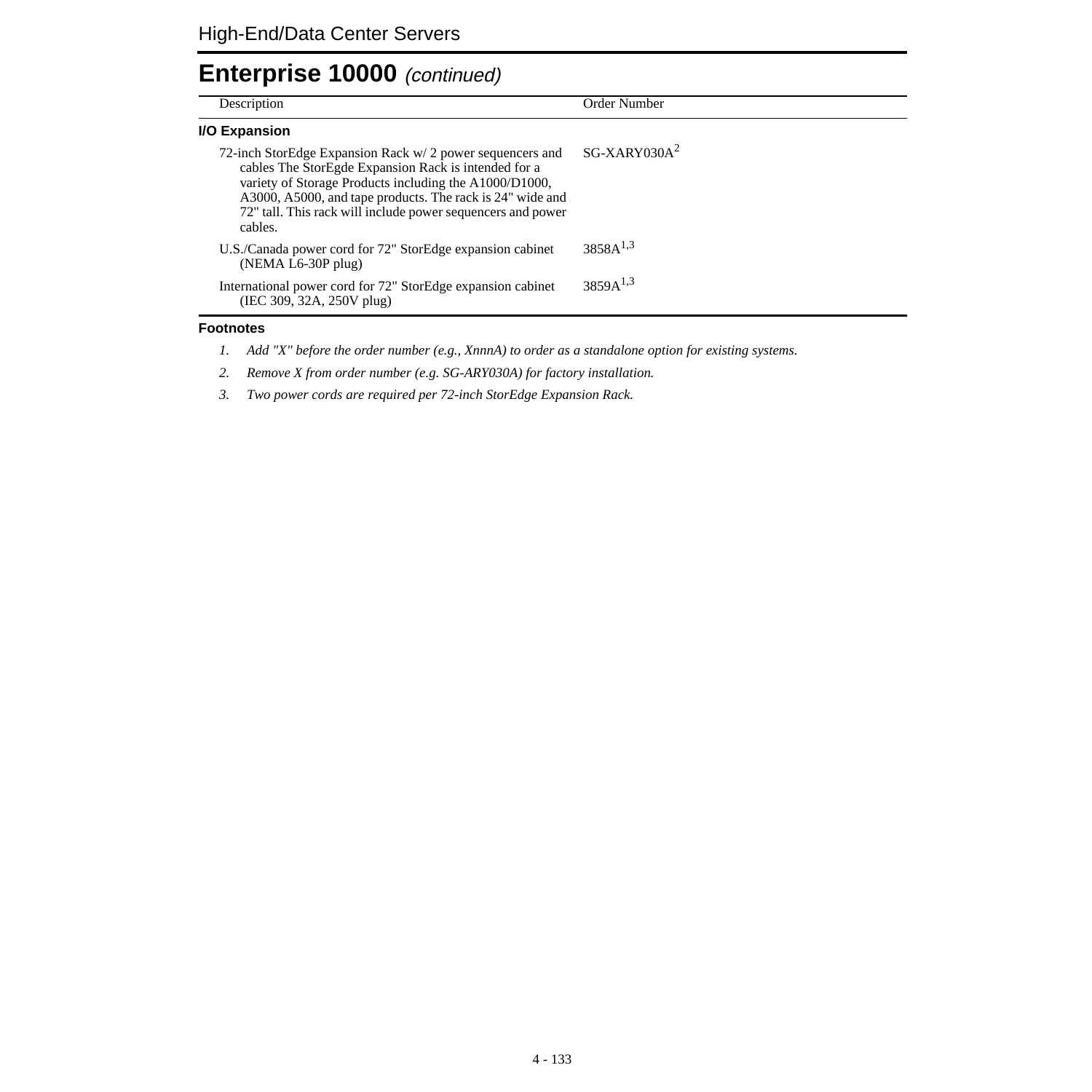# Enterprise 10000 *(continued)*

| Description | Order Number |
|---|---|
| **I/O Expansion** | |
| 72-inch StorEdge Expansion Rack w/ 2 power sequencers and cables The StorEgde Expansion Rack is intended for a variety of Storage Products including the A1000/D1000, A3000, A5000, and tape products. The rack is 24" wide and 72" tall. This rack will include power sequencers and power cables. | SG-XARY030A[2] |
| U.S./Canada power cord for 72" StorEdge expansion cabinet (NEMA L6-30P plug) | 3858A[1,3] |
| International power cord for 72" StorEdge expansion cabinet (IEC 309, 32A, 250V plug) | 3859A[1,3] |

**Footnotes**

1. *Add "X" before the order number (e.g., XnnnA) to order as a standalone option for existing systems.*
2. *Remove X from order number (e.g. SG-ARY030A) for factory installation.*
3. *Two power cords are required per 72-inch StorEdge Expansion Rack.*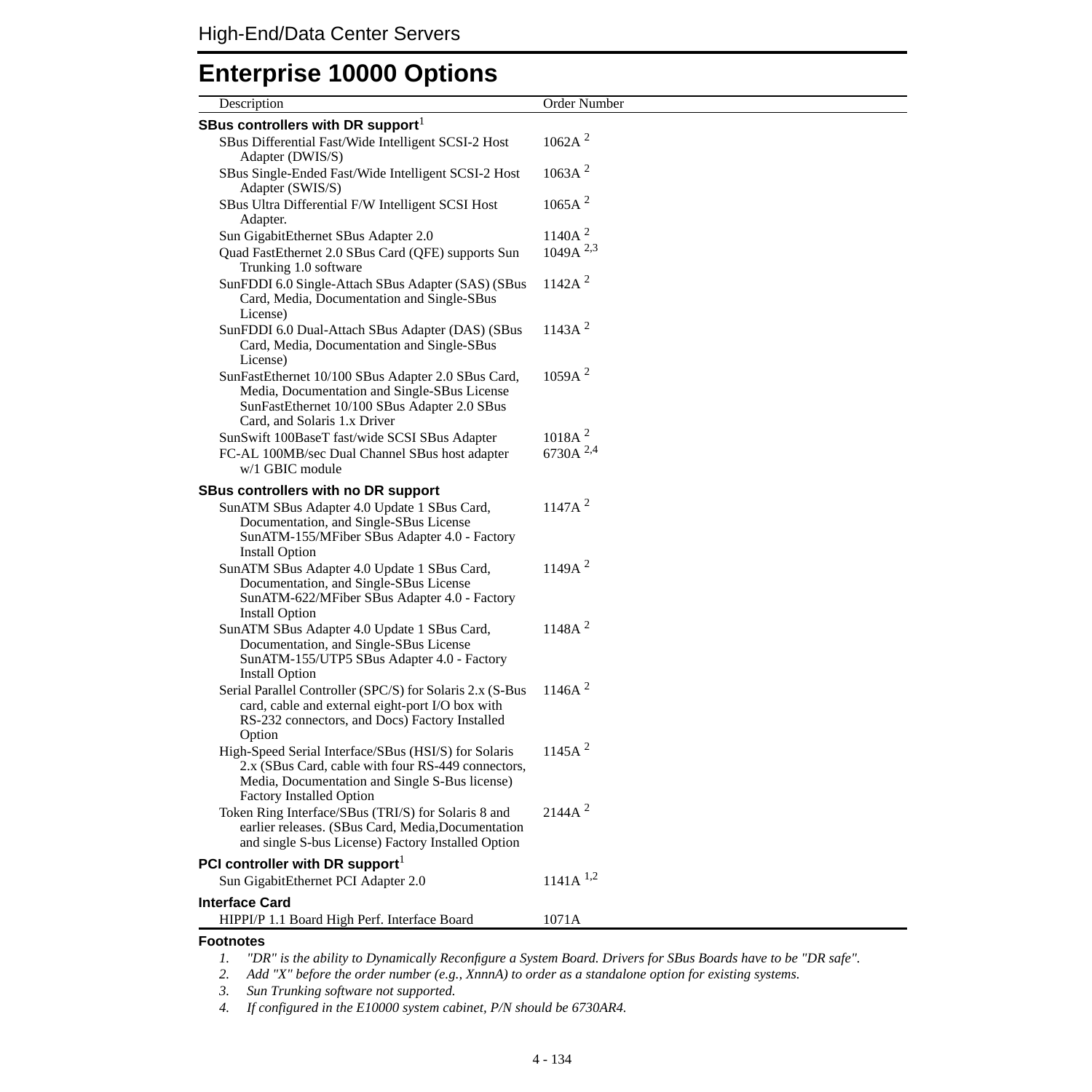# Enterprise 10000 Options

| Description | Order Number |
|---|---|
| **SBus controllers with DR support**[1] | |
| SBus Differential Fast/Wide Intelligent SCSI-2 Host Adapter (DWIS/S) | 1062A [2] |
| SBus Single-Ended Fast/Wide Intelligent SCSI-2 Host Adapter (SWIS/S) | 1063A [2] |
| SBus Ultra Differential F/W Intelligent SCSI Host Adapter. | 1065A [2] |
| Sun GigabitEthernet SBus Adapter 2.0 | 1140A [2] |
| Quad FastEthernet 2.0 SBus Card (QFE) supports Sun Trunking 1.0 software | 1049A [2,3] |
| SunFDDI 6.0 Single-Attach SBus Adapter (SAS) (SBus Card, Media, Documentation and Single-SBus License) | 1142A [2] |
| SunFDDI 6.0 Dual-Attach SBus Adapter (DAS) (SBus Card, Media, Documentation and Single-SBus License) | 1143A [2] |
| SunFastEthernet 10/100 SBus Adapter 2.0 SBus Card, Media, Documentation and Single-SBus License SunFastEthernet 10/100 SBus Adapter 2.0 SBus Card, and Solaris 1.x Driver | 1059A [2] |
| SunSwift 100BaseT fast/wide SCSI SBus Adapter | 1018A [2] |
| FC-AL 100MB/sec Dual Channel SBus host adapter w/1 GBIC module | 6730A [2,4] |
| **SBus controllers with no DR support** | |
| SunATM SBus Adapter 4.0 Update 1 SBus Card, Documentation, and Single-SBus License SunATM-155/MFiber SBus Adapter 4.0 - Factory Install Option | 1147A [2] |
| SunATM SBus Adapter 4.0 Update 1 SBus Card, Documentation, and Single-SBus License SunATM-622/MFiber SBus Adapter 4.0 - Factory Install Option | 1149A [2] |
| SunATM SBus Adapter 4.0 Update 1 SBus Card, Documentation, and Single-SBus License SunATM-155/UTP5 SBus Adapter 4.0 - Factory Install Option | 1148A [2] |
| Serial Parallel Controller (SPC/S) for Solaris 2.x (S-Bus card, cable and external eight-port I/O box with RS-232 connectors, and Docs) Factory Installed Option | 1146A [2] |
| High-Speed Serial Interface/SBus (HSI/S) for Solaris 2.x (SBus Card, cable with four RS-449 connectors, Media, Documentation and Single S-Bus license) Factory Installed Option | 1145A [2] |
| Token Ring Interface/SBus (TRI/S) for Solaris 8 and earlier releases. (SBus Card, Media,Documentation and single S-bus License) Factory Installed Option | 2144A [2] |
| **PCI controller with DR support**[1] | |
| Sun GigabitEthernet PCI Adapter 2.0 | 1141A [1,2] |
| **Interface Card** | |
| HIPPI/P 1.1 Board High Perf. Interface Board | 1071A |

**Footnotes**

1. *"DR" is the ability to Dynamically Reconfigure a System Board. Drivers for SBus Boards have to be "DR safe".*
2. *Add "X" before the order number (e.g., XnnnA) to order as a standalone option for existing systems.*
3. *Sun Trunking software not supported.*
4. *If configured in the E10000 system cabinet, P/N should be 6730AR4.*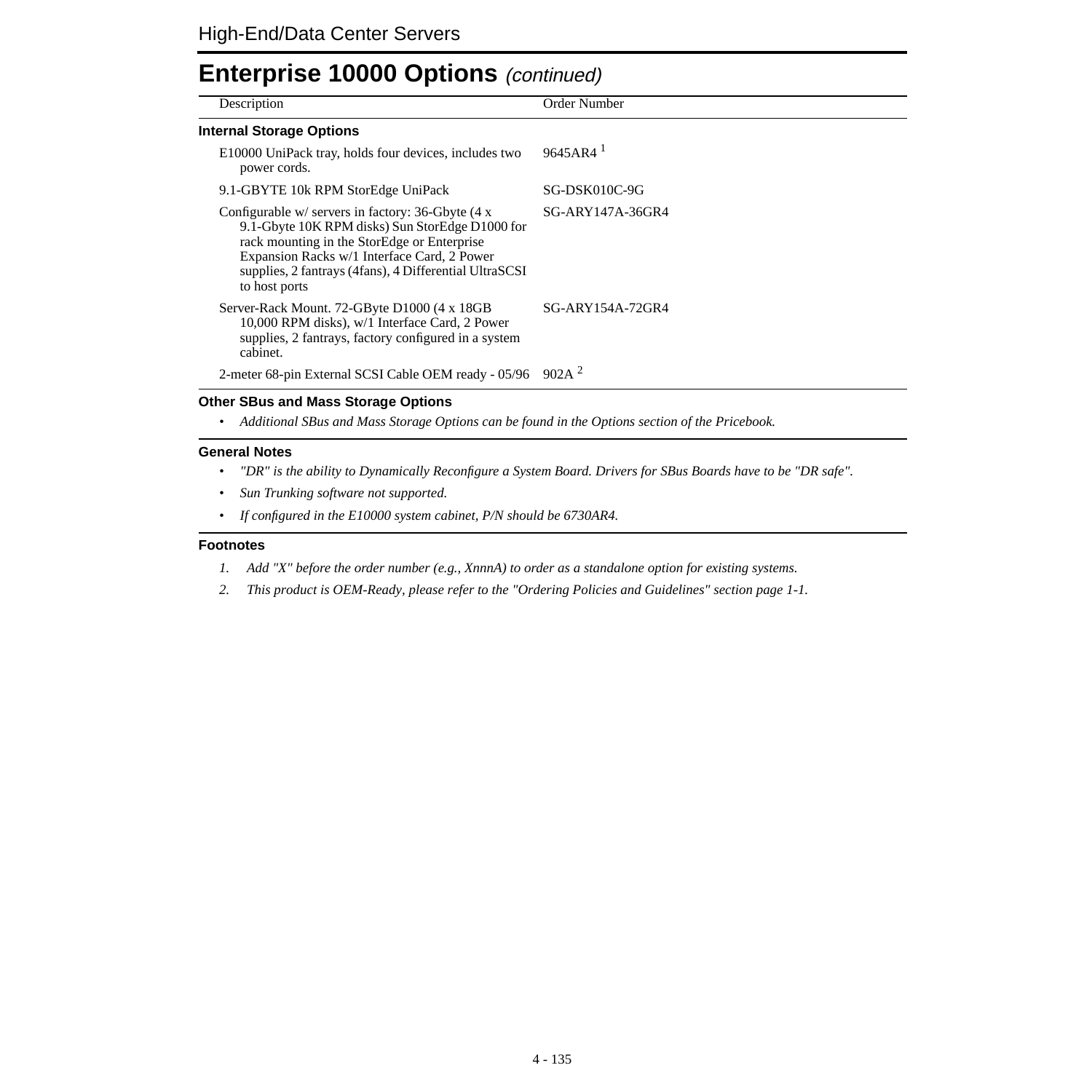# Enterprise 10000 Options *(continued)*

| Description | Order Number |
|---|---|
| **Internal Storage Options** | |
| E10000 UniPack tray, holds four devices, includes two power cords. | 9645AR4 [1] |
| 9.1-GBYTE 10k RPM StorEdge UniPack | SG-DSK010C-9G |
| Configurable w/ servers in factory: 36-Gbyte (4 x 9.1-Gbyte 10K RPM disks) Sun StorEdge D1000 for rack mounting in the StorEdge or Enterprise Expansion Racks w/1 Interface Card, 2 Power supplies, 2 fantrays (4fans), 4 Differential UltraSCSI to host ports | SG-ARY147A-36GR4 |
| Server-Rack Mount. 72-GByte D1000 (4 x 18GB 10,000 RPM disks), w/1 Interface Card, 2 Power supplies, 2 fantrays, factory configured in a system cabinet. | SG-ARY154A-72GR4 |
| 2-meter 68-pin External SCSI Cable OEM ready - 05/96 | 902A [2] |

### Other SBus and Mass Storage Options

- *Additional SBus and Mass Storage Options can be found in the Options section of the Pricebook.*

### General Notes

- *"DR" is the ability to Dynamically Reconfigure a System Board. Drivers for SBus Boards have to be "DR safe".*
- *Sun Trunking software not supported.*
- *If configured in the E10000 system cabinet, P/N should be 6730AR4.*

### Footnotes

1. *Add "X" before the order number (e.g., XnnnA) to order as a standalone option for existing systems.*
2. *This product is OEM-Ready, please refer to the "Ordering Policies and Guidelines" section page 1-1.*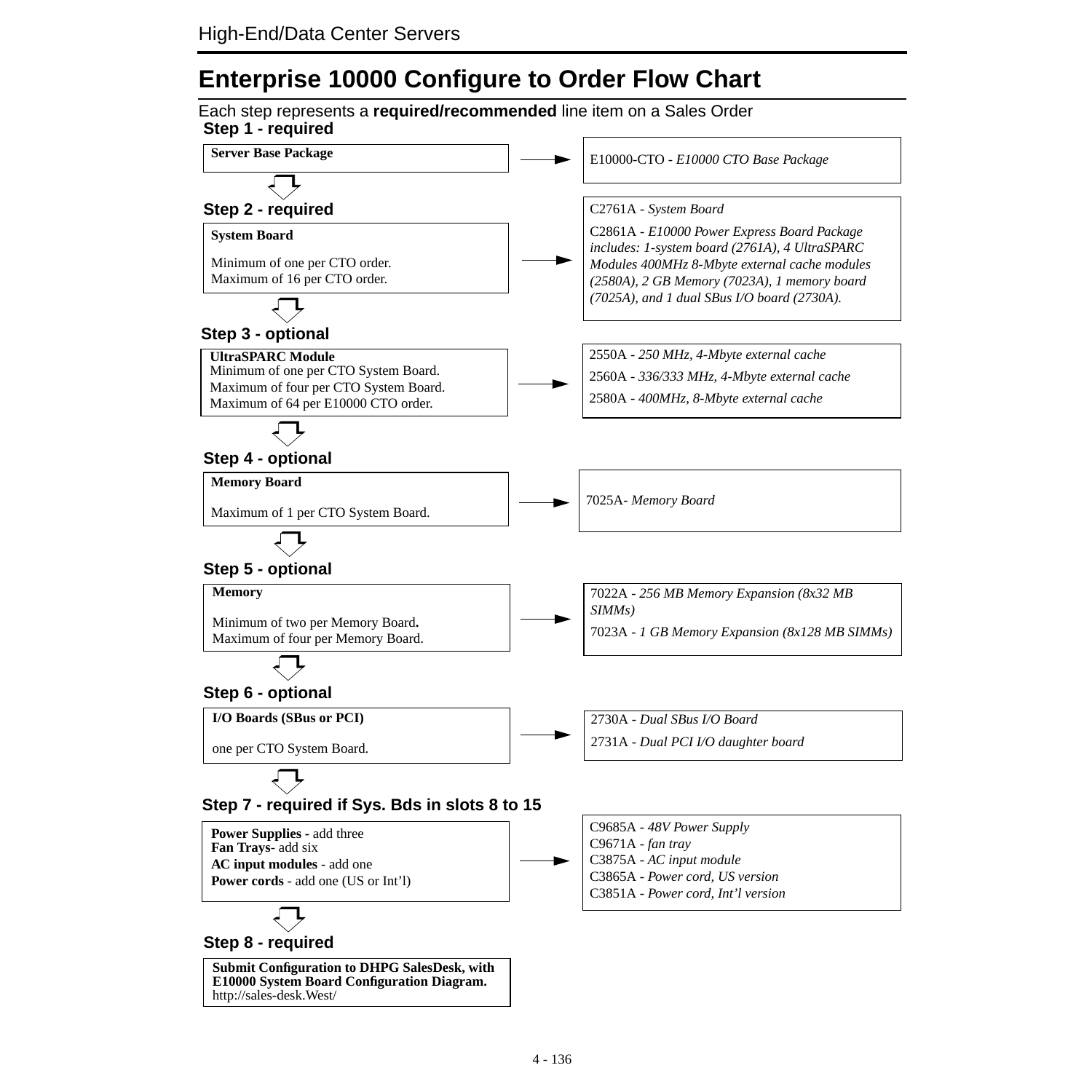# Enterprise 10000 Configure to Order Flow Chart

Each step represents a **required/recommended** line item on a Sales Order

### Step 1 - required

| Step | Part Numbers |
|---|---|
| **Server Base Package** | E10000-CTO - *E10000 CTO Base Package* |

### Step 2 - required

| Step | Part Numbers |
|---|---|
| **System Board**<br><br>Minimum of one per CTO order.<br>Maximum of 16 per CTO order. | C2761A - *System Board*<br><br>C2861A - *E10000 Power Express Board Package includes: 1-system board (2761A), 4 UltraSPARC Modules 400MHz 8-Mbyte external cache modules (2580A), 2 GB Memory (7023A), 1 memory board (7025A), and 1 dual SBus I/O board (2730A).* |

### Step 3 - optional

| Step | Part Numbers |
|---|---|
| **UltraSPARC Module**<br>Minimum of one per CTO System Board.<br>Maximum of four per CTO System Board.<br>Maximum of 64 per E10000 CTO order. | 2550A - *250 MHz, 4-Mbyte external cache*<br><br>2560A - *336/333 MHz, 4-Mbyte external cache*<br><br>2580A - *400MHz, 8-Mbyte external cache* |

### Step 4 - optional

| Step | Part Numbers |
|---|---|
| **Memory Board**<br><br>Maximum of 1 per CTO System Board. | 7025A- *Memory Board* |

### Step 5 - optional

| Step | Part Numbers |
|---|---|
| **Memory**<br><br>Minimum of two per Memory Board.<br>Maximum of four per Memory Board. | 7022A - *256 MB Memory Expansion (8x32 MB SIMMs)*<br><br>7023A - *1 GB Memory Expansion (8x128 MB SIMMs)* |

### Step 6 - optional

| Step | Part Numbers |
|---|---|
| **I/O Boards (SBus or PCI)**<br><br>one per CTO System Board. | 2730A - *Dual SBus I/O Board*<br><br>2731A - *Dual PCI I/O daughter board* |

### Step 7 - required if Sys. Bds in slots 8 to 15

| Step | Part Numbers |
|---|---|
| **Power Supplies** - add three<br>**Fan Trays**- add six<br>**AC input modules** - add one<br>**Power cords** - add one (US or Int'l) | C9685A - *48V Power Supply*<br>C9671A - *fan tray*<br>C3875A - *AC input module*<br>C3865A - *Power cord, US version*<br>C3851A - *Power cord, Int'l version* |

### Step 8 - required

**Submit Configuration to DHPG SalesDesk, with E10000 System Board Configuration Diagram.**
http://sales-desk.West/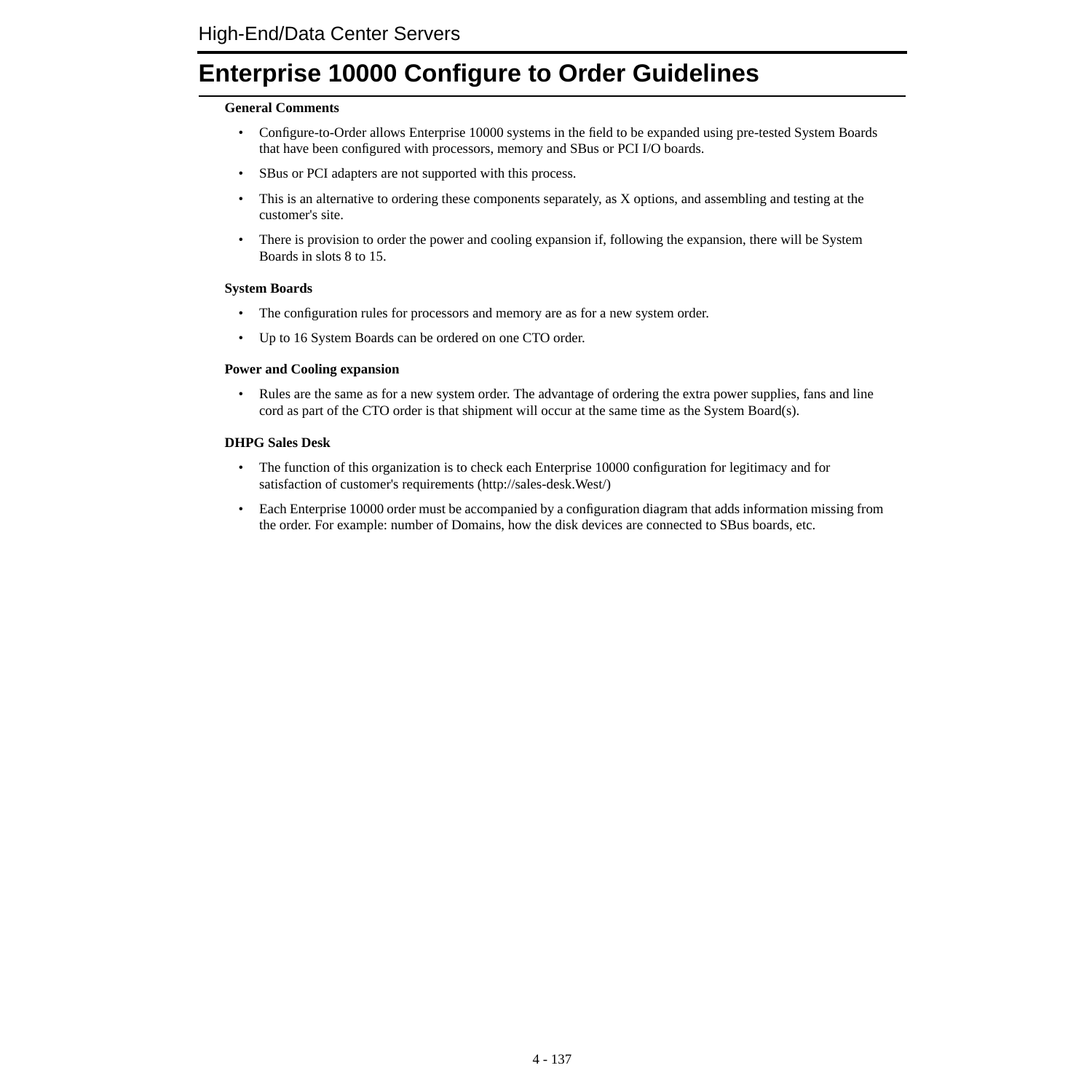# Enterprise 10000 Configure to Order Guidelines

**General Comments**

- Configure-to-Order allows Enterprise 10000 systems in the field to be expanded using pre-tested System Boards that have been configured with processors, memory and SBus or PCI I/O boards.
- SBus or PCI adapters are not supported with this process.
- This is an alternative to ordering these components separately, as X options, and assembling and testing at the customer's site.
- There is provision to order the power and cooling expansion if, following the expansion, there will be System Boards in slots 8 to 15.

**System Boards**

- The configuration rules for processors and memory are as for a new system order.
- Up to 16 System Boards can be ordered on one CTO order.

**Power and Cooling expansion**

- Rules are the same as for a new system order. The advantage of ordering the extra power supplies, fans and line cord as part of the CTO order is that shipment will occur at the same time as the System Board(s).

**DHPG Sales Desk**

- The function of this organization is to check each Enterprise 10000 configuration for legitimacy and for satisfaction of customer's requirements (http://sales-desk.West/)
- Each Enterprise 10000 order must be accompanied by a configuration diagram that adds information missing from the order. For example: number of Domains, how the disk devices are connected to SBus boards, etc.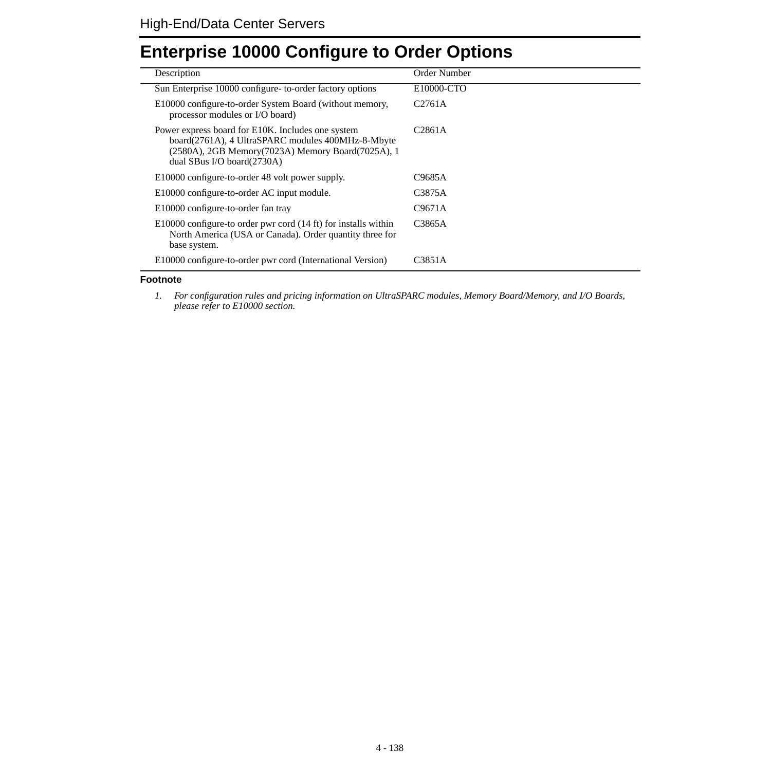# Enterprise 10000 Configure to Order Options

| Description | Order Number |
|---|---|
| Sun Enterprise 10000 configure- to-order factory options | E10000-CTO |
| E10000 configure-to-order System Board (without memory, processor modules or I/O board) | C2761A |
| Power express board for E10K. Includes one system board(2761A), 4 UltraSPARC modules 400MHz-8-Mbyte (2580A), 2GB Memory(7023A) Memory Board(7025A), 1 dual SBus I/O board(2730A) | C2861A |
| E10000 configure-to-order 48 volt power supply. | C9685A |
| E10000 configure-to-order AC input module. | C3875A |
| E10000 configure-to-order fan tray | C9671A |
| E10000 configure-to order pwr cord (14 ft) for installs within North America (USA or Canada). Order quantity three for base system. | C3865A |
| E10000 configure-to-order pwr cord (International Version) | C3851A |

**Footnote**

1. *For configuration rules and pricing information on UltraSPARC modules, Memory Board/Memory, and I/O Boards, please refer to E10000 section.*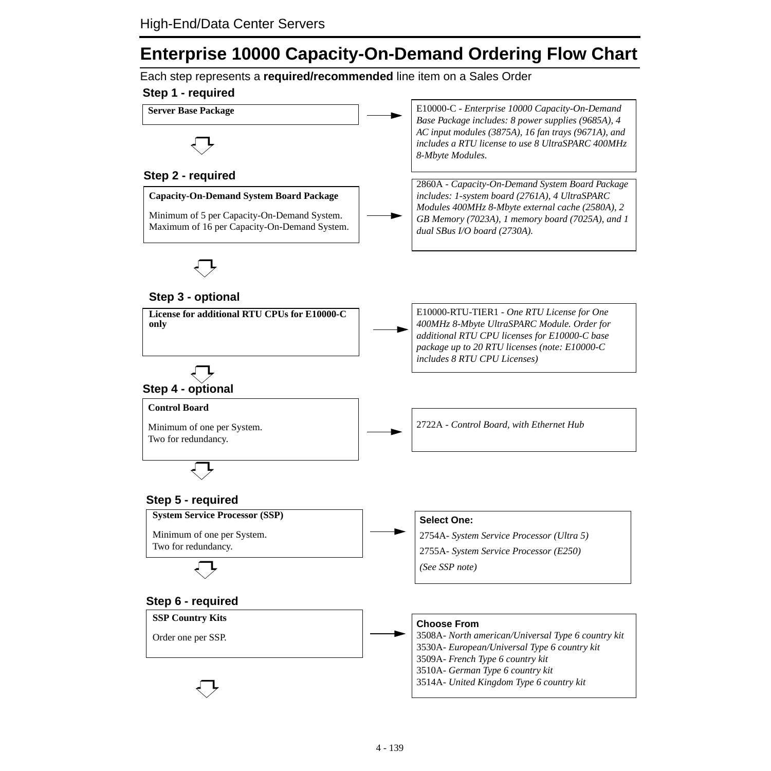# Enterprise 10000 Capacity-On-Demand Ordering Flow Chart

Each step represents a **required/recommended** line item on a Sales Order

**Step 1 - required**

**Server Base Package**

→ E10000-C - *Enterprise 10000 Capacity-On-Demand Base Package includes: 8 power supplies (9685A), 4 AC input modules (3875A), 16 fan trays (9671A), and includes a RTU license to use 8 UltraSPARC 400MHz 8-Mbyte Modules.*

**Step 2 - required**

**Capacity-On-Demand System Board Package**

Minimum of 5 per Capacity-On-Demand System.
Maximum of 16 per Capacity-On-Demand System.

→ 2860A - *Capacity-On-Demand System Board Package includes: 1-system board (2761A), 4 UltraSPARC Modules 400MHz 8-Mbyte external cache (2580A), 2 GB Memory (7023A), 1 memory board (7025A), and 1 dual SBus I/O board (2730A).*

**Step 3 - optional**

**License for additional RTU CPUs for E10000-C only**

→ E10000-RTU-TIER1 - *One RTU License for One 400MHz 8-Mbyte UltraSPARC Module. Order for additional RTU CPU licenses for E10000-C base package up to 20 RTU licenses (note: E10000-C includes 8 RTU CPU Licenses)*

**Step 4 - optional**

**Control Board**

Minimum of one per System.
Two for redundancy.

→ 2722A - *Control Board, with Ethernet Hub*

**Step 5 - required**

**System Service Processor (SSP)**

Minimum of one per System.
Two for redundancy.

→ **Select One:**

2754A- *System Service Processor (Ultra 5)*

2755A- *System Service Processor (E250)*

*(See SSP note)*

**Step 6 - required**

**SSP Country Kits**

Order one per SSP.

→ **Choose From**

3508A- *North american/Universal Type 6 country kit*
3530A- *European/Universal Type 6 country kit*
3509A- *French Type 6 country kit*
3510A- *German Type 6 country kit*
3514A- *United Kingdom Type 6 country kit*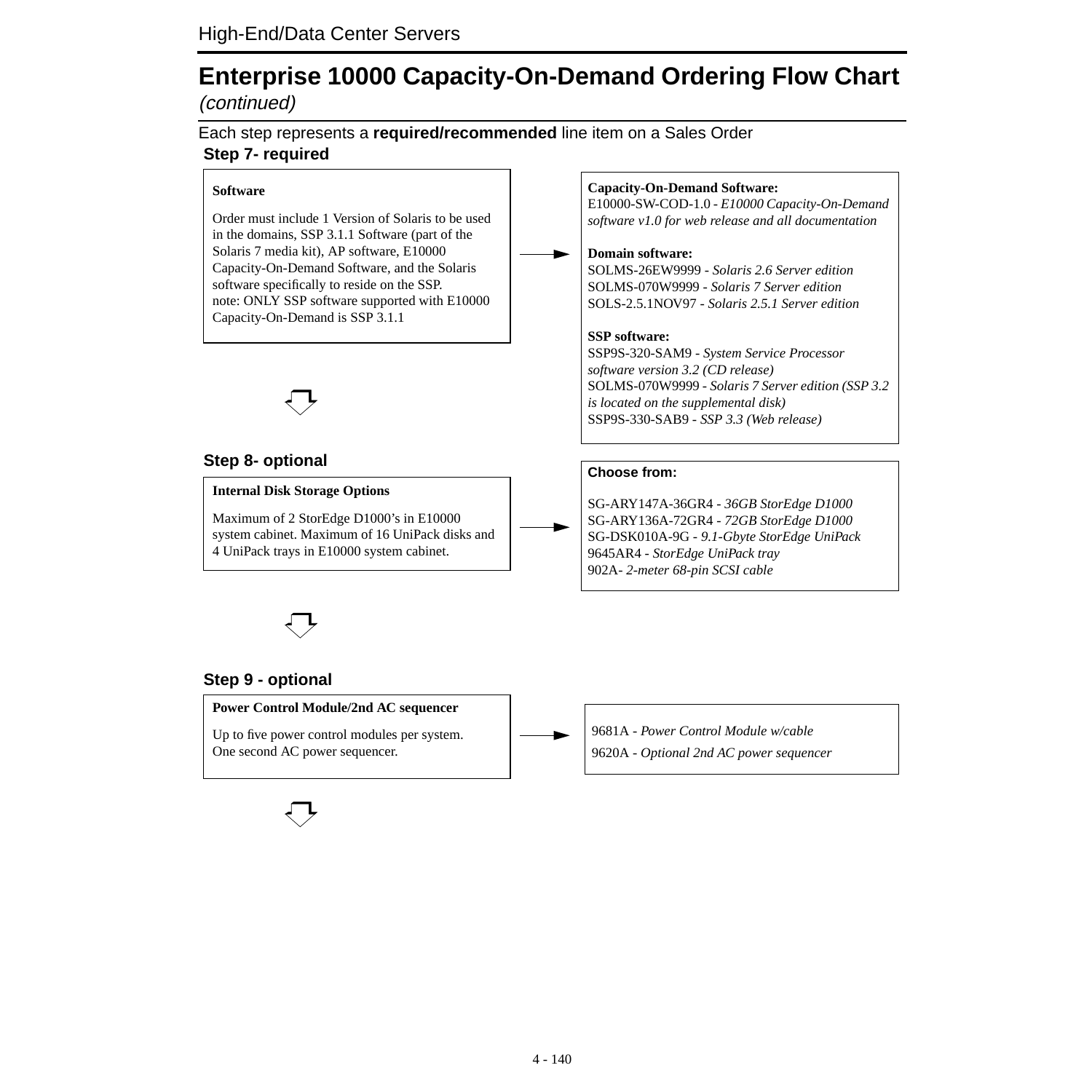# Enterprise 10000 Capacity-On-Demand Ordering Flow Chart

*(continued)*

Each step represents a **required/recommended** line item on a Sales Order

### Step 7- required

**Software**

Order must include 1 Version of Solaris to be used in the domains, SSP 3.1.1 Software (part of the Solaris 7 media kit), AP software, E10000 Capacity-On-Demand Software, and the Solaris software specifically to reside on the SSP.
note: ONLY SSP software supported with E10000 Capacity-On-Demand is SSP 3.1.1

→

**Capacity-On-Demand Software:**
E10000-SW-COD-1.0 - *E10000 Capacity-On-Demand software v1.0 for web release and all documentation*

**Domain software:**
SOLMS-26EW9999 - *Solaris 2.6 Server edition*
SOLMS-070W9999 - *Solaris 7 Server edition*
SOLS-2.5.1NOV97 - *Solaris 2.5.1 Server edition*

**SSP software:**
SSP9S-320-SAM9 - *System Service Processor software version 3.2 (CD release)*
SOLMS-070W9999 - *Solaris 7 Server edition (SSP 3.2 is located on the supplemental disk)*
SSP9S-330-SAB9 - *SSP 3.3 (Web release)*

### Step 8- optional

**Internal Disk Storage Options**

Maximum of 2 StorEdge D1000's in E10000 system cabinet. Maximum of 16 UniPack disks and 4 UniPack trays in E10000 system cabinet.

→

**Choose from:**

SG-ARY147A-36GR4 - *36GB StorEdge D1000*
SG-ARY136A-72GR4 - *72GB StorEdge D1000*
SG-DSK010A-9G - *9.1-Gbyte StorEdge UniPack*
9645AR4 - *StorEdge UniPack tray*
902A- *2-meter 68-pin SCSI cable*

### Step 9 - optional

**Power Control Module/2nd AC sequencer**

Up to five power control modules per system.
One second AC power sequencer.

→

9681A - *Power Control Module w/cable*
9620A - *Optional 2nd AC power sequencer*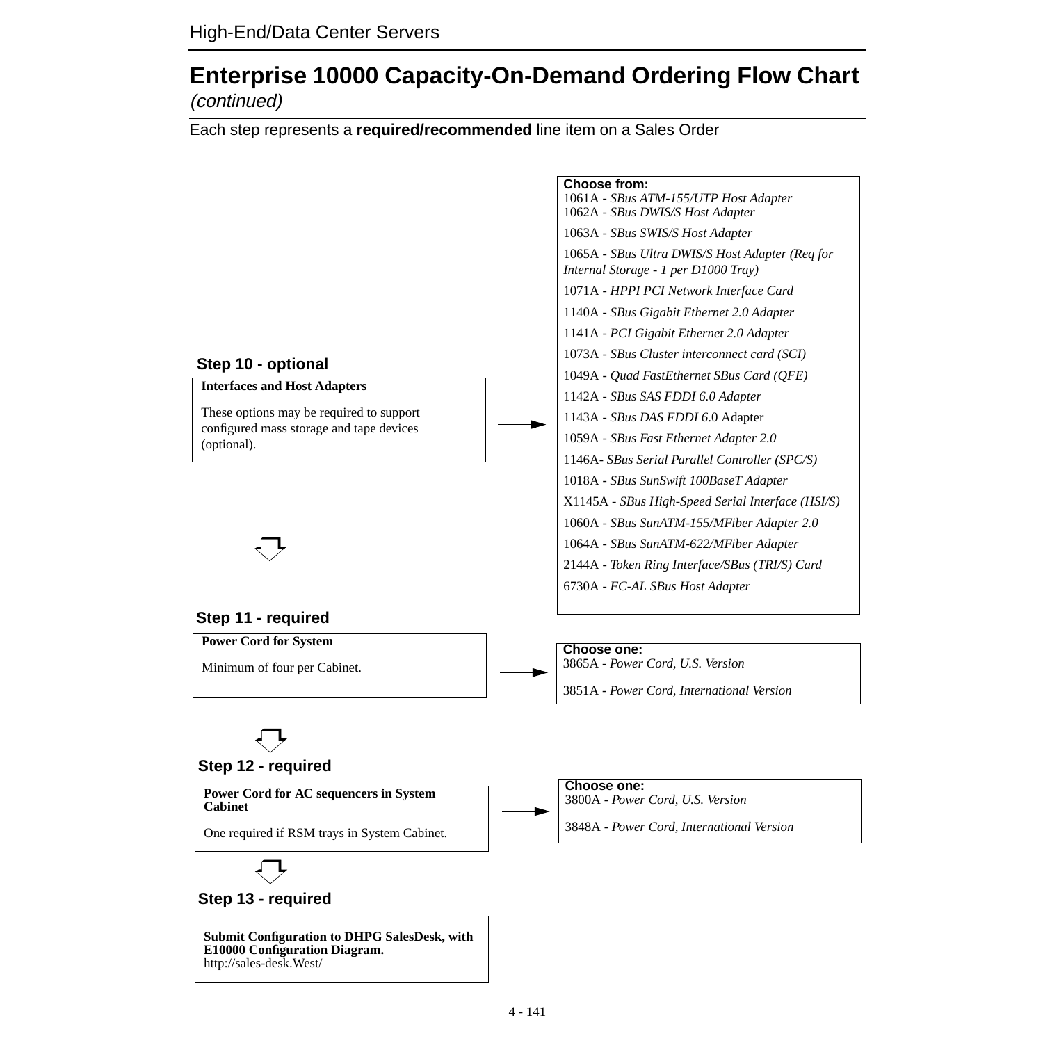# Enterprise 10000 Capacity-On-Demand Ordering Flow Chart

*(continued)*

Each step represents a **required/recommended** line item on a Sales Order

### Step 10 - optional

**Interfaces and Host Adapters**

These options may be required to support configured mass storage and tape devices (optional).

**Choose from:**

1061A - *SBus ATM-155/UTP Host Adapter*
1062A - *SBus DWIS/S Host Adapter*

1063A - *SBus SWIS/S Host Adapter*

1065A - *SBus Ultra DWIS/S Host Adapter (Req for Internal Storage - 1 per D1000 Tray)*

1071A - *HPPI PCI Network Interface Card*

1140A - *SBus Gigabit Ethernet 2.0 Adapter*

1141A - *PCI Gigabit Ethernet 2.0 Adapter*

1073A - *SBus Cluster interconnect card (SCI)*

1049A - *Quad FastEthernet SBus Card (QFE)*

1142A - *SBus SAS FDDI 6.0 Adapter*

1143A - *SBus DAS FDDI 6*.0 Adapter

1059A - *SBus Fast Ethernet Adapter 2.0*

1146A- *SBus Serial Parallel Controller (SPC/S)*

1018A - *SBus SunSwift 100BaseT Adapter*

X1145A - *SBus High-Speed Serial Interface (HSI/S)*

1060A - *SBus SunATM-155/MFiber Adapter 2.0*

1064A - *SBus SunATM-622/MFiber Adapter*

2144A - *Token Ring Interface/SBus (TRI/S) Card*

6730A - *FC-AL SBus Host Adapter*

### Step 11 - required

**Power Cord for System**

Minimum of four per Cabinet.

**Choose one:**

3865A - *Power Cord, U.S. Version*

3851A - *Power Cord, International Version*

### Step 12 - required

**Power Cord for AC sequencers in System Cabinet**

One required if RSM trays in System Cabinet.

**Choose one:**

3800A - *Power Cord, U.S. Version*

3848A - *Power Cord, International Version*

### Step 13 - required

**Submit Configuration to DHPG SalesDesk, with E10000 Configuration Diagram.**
http://sales-desk.West/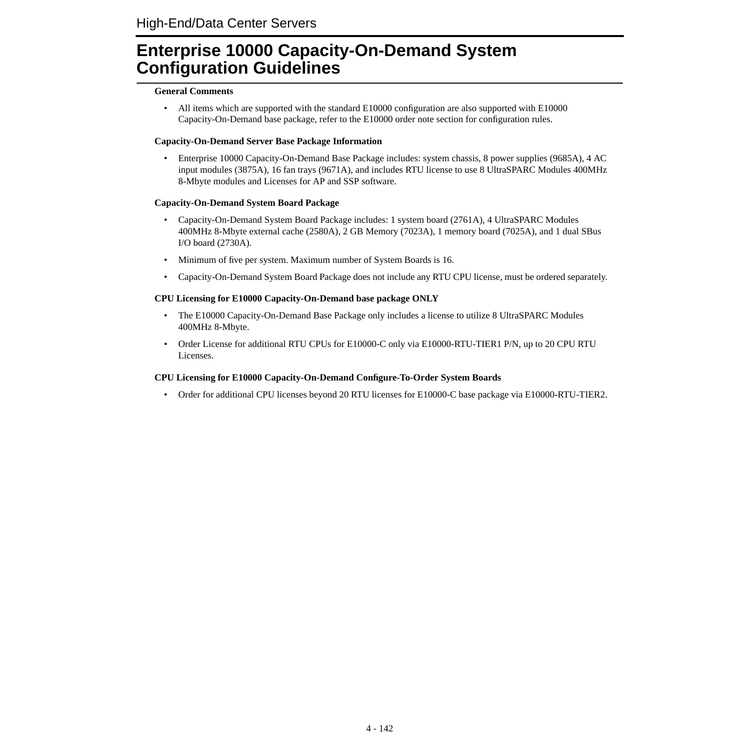# Enterprise 10000 Capacity-On-Demand System Configuration Guidelines

**General Comments**

- All items which are supported with the standard E10000 configuration are also supported with E10000 Capacity-On-Demand base package, refer to the E10000 order note section for configuration rules.

**Capacity-On-Demand Server Base Package Information**

- Enterprise 10000 Capacity-On-Demand Base Package includes: system chassis, 8 power supplies (9685A), 4 AC input modules (3875A), 16 fan trays (9671A), and includes RTU license to use 8 UltraSPARC Modules 400MHz 8-Mbyte modules and Licenses for AP and SSP software.

**Capacity-On-Demand System Board Package**

- Capacity-On-Demand System Board Package includes: 1 system board (2761A), 4 UltraSPARC Modules 400MHz 8-Mbyte external cache (2580A), 2 GB Memory (7023A), 1 memory board (7025A), and 1 dual SBus I/O board (2730A).
- Minimum of five per system. Maximum number of System Boards is 16.
- Capacity-On-Demand System Board Package does not include any RTU CPU license, must be ordered separately.

**CPU Licensing for E10000 Capacity-On-Demand base package ONLY**

- The E10000 Capacity-On-Demand Base Package only includes a license to utilize 8 UltraSPARC Modules 400MHz 8-Mbyte.
- Order License for additional RTU CPUs for E10000-C only via E10000-RTU-TIER1 P/N, up to 20 CPU RTU Licenses.

**CPU Licensing for E10000 Capacity-On-Demand Configure-To-Order System Boards**

- Order for additional CPU licenses beyond 20 RTU licenses for E10000-C base package via E10000-RTU-TIER2.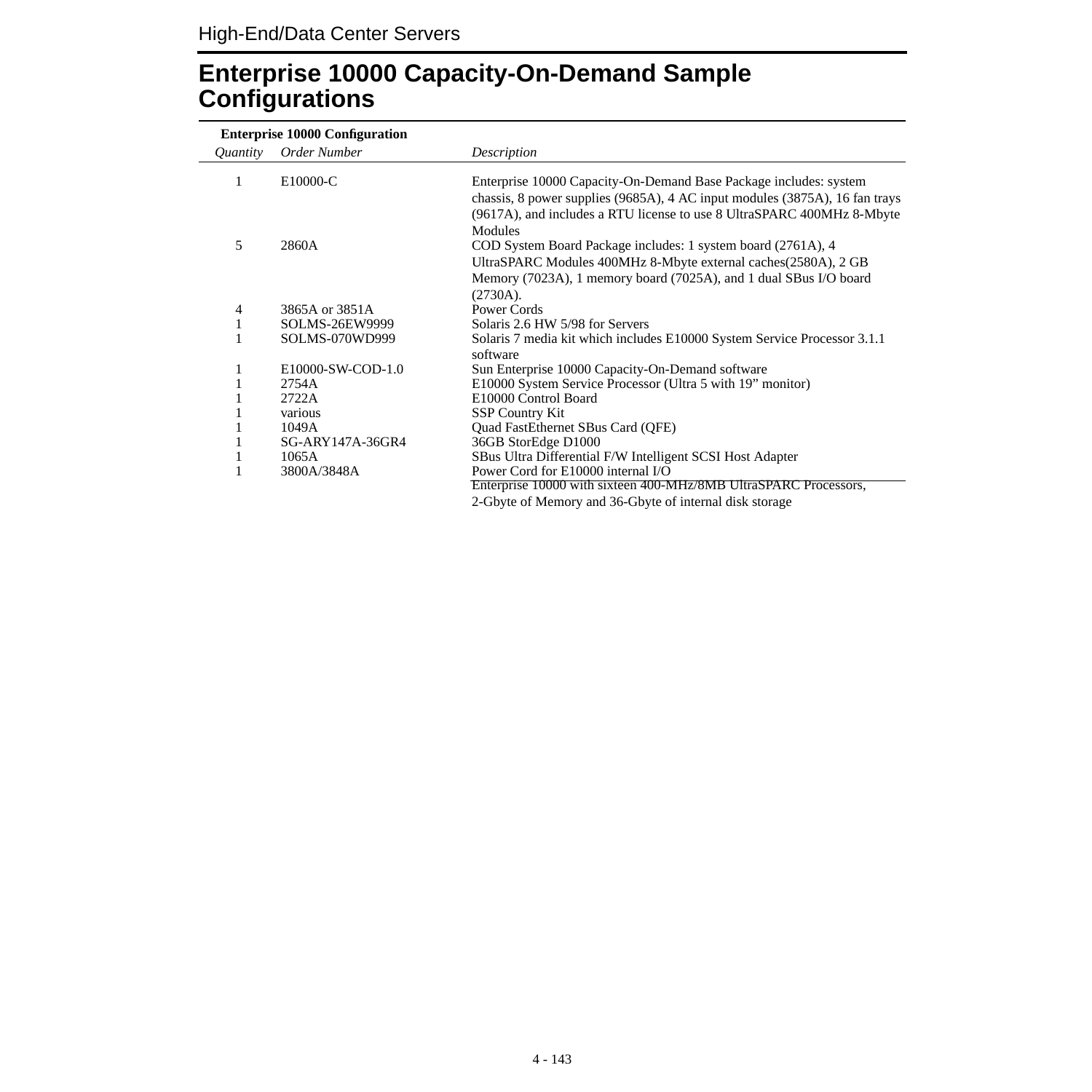# Enterprise 10000 Capacity-On-Demand Sample Configurations

**Enterprise 10000 Configuration**

| *Quantity* | *Order Number* | *Description* |
|---|---|---|
| 1 | E10000-C | Enterprise 10000 Capacity-On-Demand Base Package includes: system chassis, 8 power supplies (9685A), 4 AC input modules (3875A), 16 fan trays (9617A), and includes a RTU license to use 8 UltraSPARC 400MHz 8-Mbyte Modules |
| 5 | 2860A | COD System Board Package includes: 1 system board (2761A), 4 UltraSPARC Modules 400MHz 8-Mbyte external caches(2580A), 2 GB Memory (7023A), 1 memory board (7025A), and 1 dual SBus I/O board (2730A). |
| 4 | 3865A or 3851A | Power Cords |
| 1 | SOLMS-26EW9999 | Solaris 2.6 HW 5/98 for Servers |
| 1 | SOLMS-070WD999 | Solaris 7 media kit which includes E10000 System Service Processor 3.1.1 software |
| 1 | E10000-SW-COD-1.0 | Sun Enterprise 10000 Capacity-On-Demand software |
| 1 | 2754A | E10000 System Service Processor (Ultra 5 with 19” monitor) |
| 1 | 2722A | E10000 Control Board |
| 1 | various | SSP Country Kit |
| 1 | 1049A | Quad FastEthernet SBus Card (QFE) |
| 1 | SG-ARY147A-36GR4 | 36GB StorEdge D1000 |
| 1 | 1065A | SBus Ultra Differential F/W Intelligent SCSI Host Adapter |
| 1 | 3800A/3848A | Power Cord for E10000 internal I/O |
| | | Enterprise 10000 with sixteen 400-MHz/8MB UltraSPARC Processors, 2-Gbyte of Memory and 36-Gbyte of internal disk storage |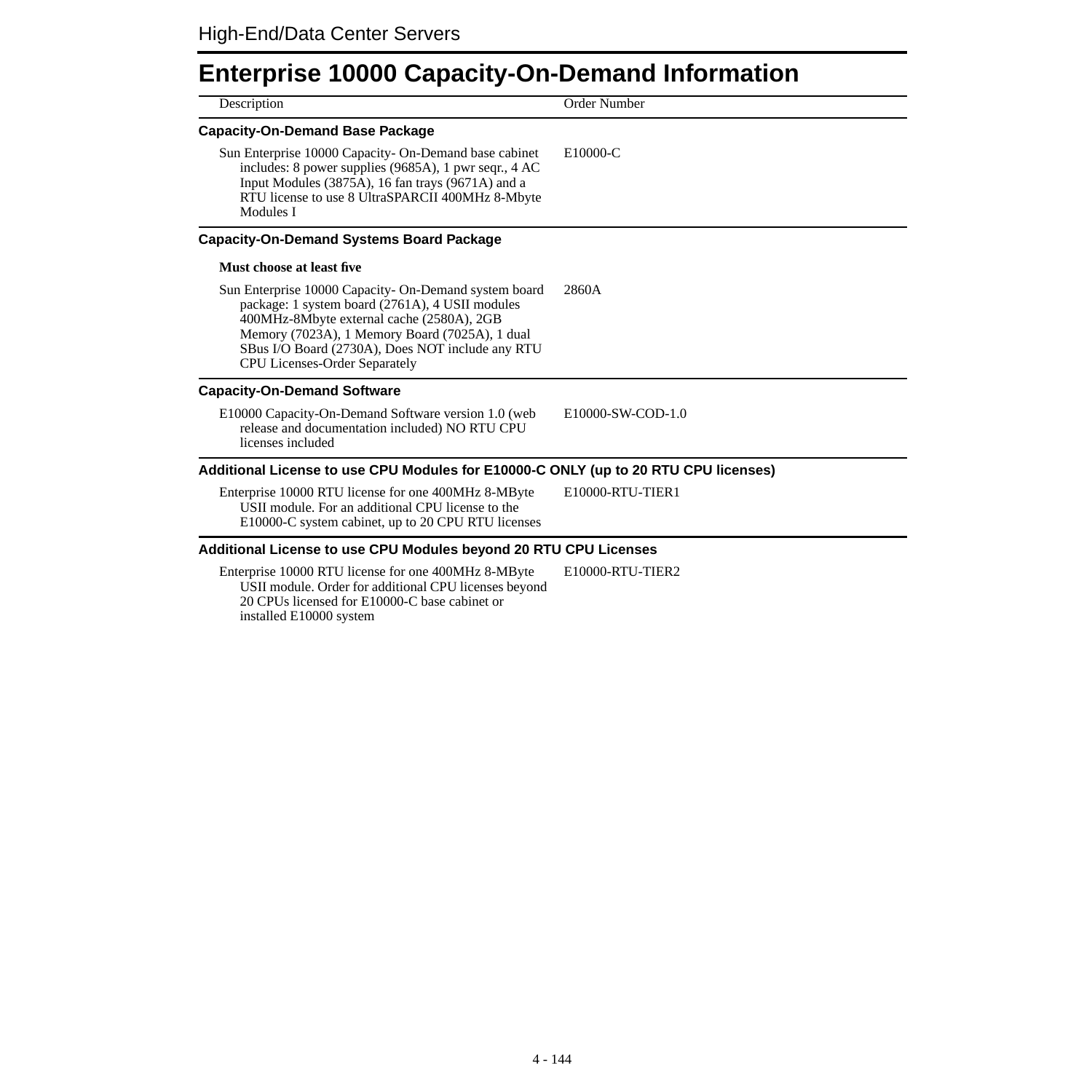# Enterprise 10000 Capacity-On-Demand Information

| Description | Order Number |
|---|---|
| **Capacity-On-Demand Base Package** | |
| Sun Enterprise 10000 Capacity- On-Demand base cabinet includes: 8 power supplies (9685A), 1 pwr seqr., 4 AC Input Modules (3875A), 16 fan trays (9671A) and a RTU license to use 8 UltraSPARCII 400MHz 8-Mbyte Modules I | E10000-C |
| **Capacity-On-Demand Systems Board Package** | |
| **Must choose at least five** | |
| Sun Enterprise 10000 Capacity- On-Demand system board package: 1 system board (2761A), 4 USII modules 400MHz-8Mbyte external cache (2580A), 2GB Memory (7023A), 1 Memory Board (7025A), 1 dual SBus I/O Board (2730A), Does NOT include any RTU CPU Licenses-Order Separately | 2860A |
| **Capacity-On-Demand Software** | |
| E10000 Capacity-On-Demand Software version 1.0 (web release and documentation included) NO RTU CPU licenses included | E10000-SW-COD-1.0 |
| **Additional License to use CPU Modules for E10000-C ONLY (up to 20 RTU CPU licenses)** | |
| Enterprise 10000 RTU license for one 400MHz 8-MByte USII module. For an additional CPU license to the E10000-C system cabinet, up to 20 CPU RTU licenses | E10000-RTU-TIER1 |
| **Additional License to use CPU Modules beyond 20 RTU CPU Licenses** | |
| Enterprise 10000 RTU license for one 400MHz 8-MByte USII module. Order for additional CPU licenses beyond 20 CPUs licensed for E10000-C base cabinet or installed E10000 system | E10000-RTU-TIER2 |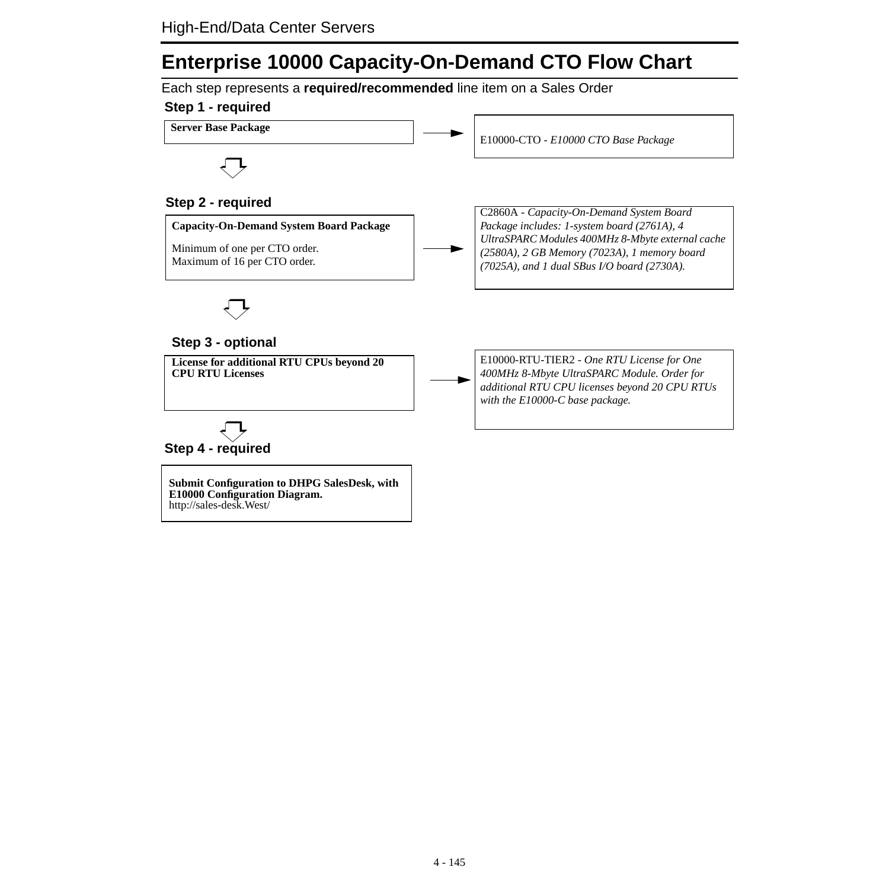# Enterprise 10000 Capacity-On-Demand CTO Flow Chart

Each step represents a **required/recommended** line item on a Sales Order

### Step 1 - required

**Server Base Package**

→ E10000-CTO - *E10000 CTO Base Package*

### Step 2 - required

**Capacity-On-Demand System Board Package**

Minimum of one per CTO order.
Maximum of 16 per CTO order.

→ C2860A - *Capacity-On-Demand System Board Package includes: 1-system board (2761A), 4 UltraSPARC Modules 400MHz 8-Mbyte external cache (2580A), 2 GB Memory (7023A), 1 memory board (7025A), and 1 dual SBus I/O board (2730A).*

### Step 3 - optional

**License for additional RTU CPUs beyond 20 CPU RTU Licenses**

→ E10000-RTU-TIER2 - *One RTU License for One 400MHz 8-Mbyte UltraSPARC Module. Order for additional RTU CPU licenses beyond 20 CPU RTUs with the E10000-C base package.*

### Step 4 - required

**Submit Configuration to DHPG SalesDesk, with E10000 Configuration Diagram.**
http://sales-desk.West/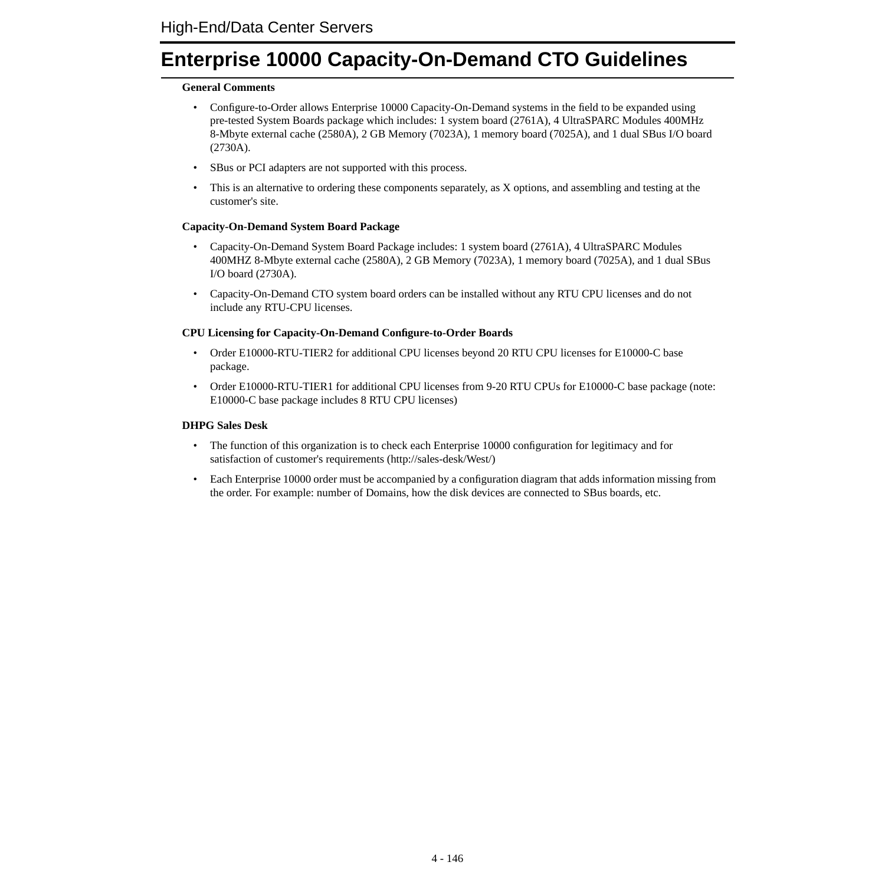# Enterprise 10000 Capacity-On-Demand CTO Guidelines

**General Comments**

- Configure-to-Order allows Enterprise 10000 Capacity-On-Demand systems in the field to be expanded using pre-tested System Boards package which includes: 1 system board (2761A), 4 UltraSPARC Modules 400MHz 8-Mbyte external cache (2580A), 2 GB Memory (7023A), 1 memory board (7025A), and 1 dual SBus I/O board (2730A).
- SBus or PCI adapters are not supported with this process.
- This is an alternative to ordering these components separately, as X options, and assembling and testing at the customer's site.

**Capacity-On-Demand System Board Package**

- Capacity-On-Demand System Board Package includes: 1 system board (2761A), 4 UltraSPARC Modules 400MHZ 8-Mbyte external cache (2580A), 2 GB Memory (7023A), 1 memory board (7025A), and 1 dual SBus I/O board (2730A).
- Capacity-On-Demand CTO system board orders can be installed without any RTU CPU licenses and do not include any RTU-CPU licenses.

**CPU Licensing for Capacity-On-Demand Configure-to-Order Boards**

- Order E10000-RTU-TIER2 for additional CPU licenses beyond 20 RTU CPU licenses for E10000-C base package.
- Order E10000-RTU-TIER1 for additional CPU licenses from 9-20 RTU CPUs for E10000-C base package (note: E10000-C base package includes 8 RTU CPU licenses)

**DHPG Sales Desk**

- The function of this organization is to check each Enterprise 10000 configuration for legitimacy and for satisfaction of customer's requirements (http://sales-desk/West/)
- Each Enterprise 10000 order must be accompanied by a configuration diagram that adds information missing from the order. For example: number of Domains, how the disk devices are connected to SBus boards, etc.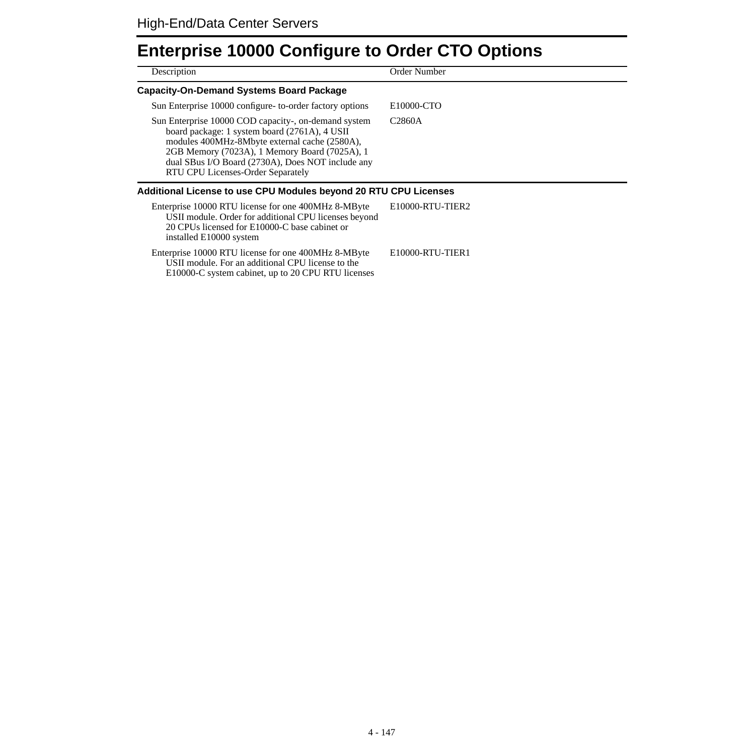# Enterprise 10000 Configure to Order CTO Options

| Description | Order Number |
|---|---|
| **Capacity-On-Demand Systems Board Package** | |
| Sun Enterprise 10000 configure- to-order factory options | E10000-CTO |
| Sun Enterprise 10000 COD capacity-, on-demand system board package: 1 system board (2761A), 4 USII modules 400MHz-8Mbyte external cache (2580A), 2GB Memory (7023A), 1 Memory Board (7025A), 1 dual SBus I/O Board (2730A), Does NOT include any RTU CPU Licenses-Order Separately | C2860A |
| **Additional License to use CPU Modules beyond 20 RTU CPU Licenses** | |
| Enterprise 10000 RTU license for one 400MHz 8-MByte USII module. Order for additional CPU licenses beyond 20 CPUs licensed for E10000-C base cabinet or installed E10000 system | E10000-RTU-TIER2 |
| Enterprise 10000 RTU license for one 400MHz 8-MByte USII module. For an additional CPU license to the E10000-C system cabinet, up to 20 CPU RTU licenses | E10000-RTU-TIER1 |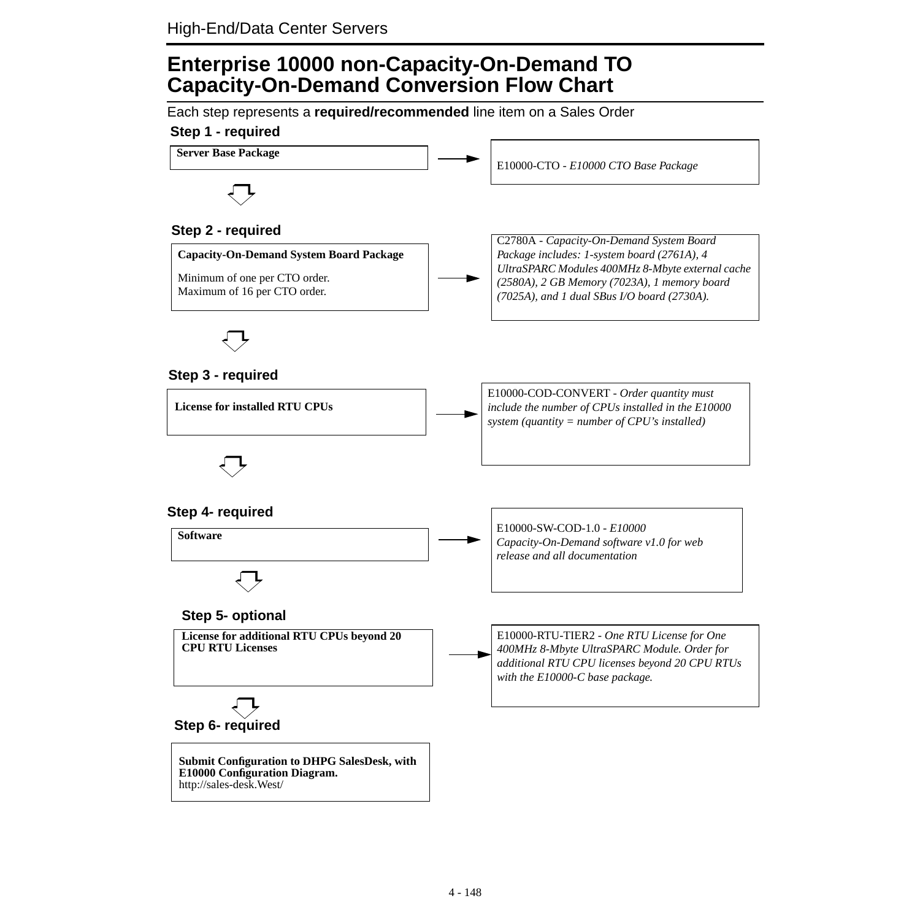# Enterprise 10000 non-Capacity-On-Demand TO Capacity-On-Demand Conversion Flow Chart

Each step represents a **required/recommended** line item on a Sales Order

**Step 1 - required**

**Server Base Package** → E10000-CTO - *E10000 CTO Base Package*

**Step 2 - required**

**Capacity-On-Demand System Board Package**

Minimum of one per CTO order.
Maximum of 16 per CTO order.

→ C2780A - *Capacity-On-Demand System Board Package includes: 1-system board (2761A), 4 UltraSPARC Modules 400MHz 8-Mbyte external cache (2580A), 2 GB Memory (7023A), 1 memory board (7025A), and 1 dual SBus I/O board (2730A).*

**Step 3 - required**

**License for installed RTU CPUs** → E10000-COD-CONVERT - *Order quantity must include the number of CPUs installed in the E10000 system (quantity = number of CPU's installed)*

**Step 4- required**

**Software** → E10000-SW-COD-1.0 - *E10000 Capacity-On-Demand software v1.0 for web release and all documentation*

**Step 5- optional**

**License for additional RTU CPUs beyond 20 CPU RTU Licenses** → E10000-RTU-TIER2 - *One RTU License for One 400MHz 8-Mbyte UltraSPARC Module. Order for additional RTU CPU licenses beyond 20 CPU RTUs with the E10000-C base package.*

**Step 6- required**

**Submit Configuration to DHPG SalesDesk, with E10000 Configuration Diagram.**
http://sales-desk.West/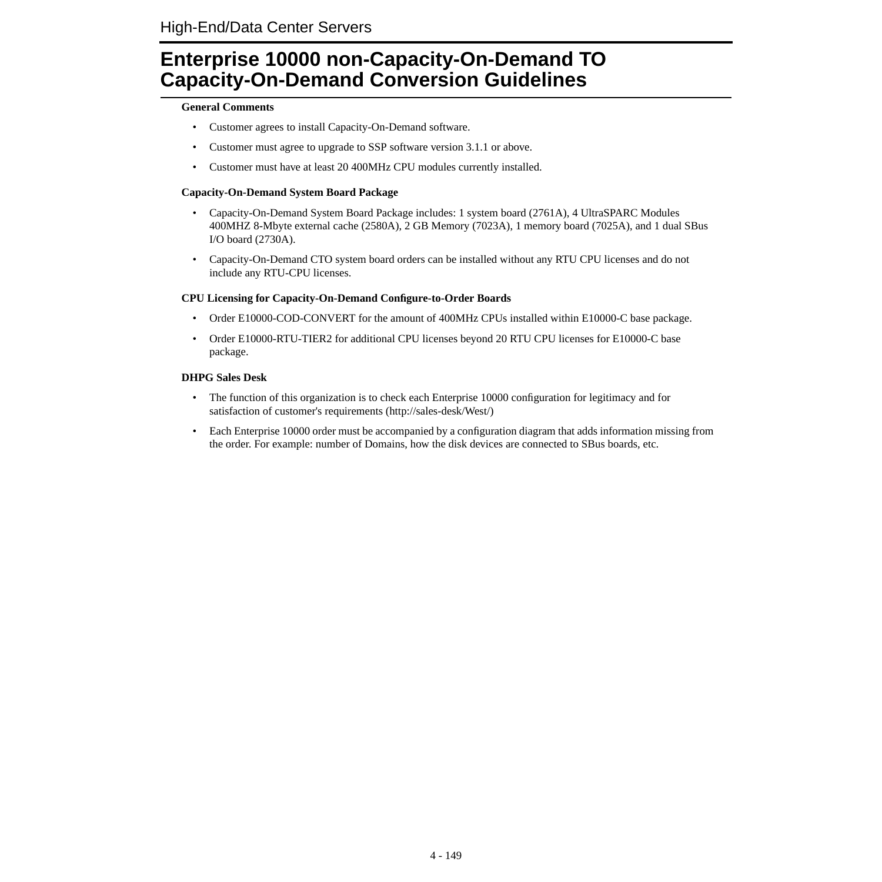# Enterprise 10000 non-Capacity-On-Demand TO Capacity-On-Demand Conversion Guidelines

**General Comments**

- Customer agrees to install Capacity-On-Demand software.
- Customer must agree to upgrade to SSP software version 3.1.1 or above.
- Customer must have at least 20 400MHz CPU modules currently installed.

**Capacity-On-Demand System Board Package**

- Capacity-On-Demand System Board Package includes: 1 system board (2761A), 4 UltraSPARC Modules 400MHZ 8-Mbyte external cache (2580A), 2 GB Memory (7023A), 1 memory board (7025A), and 1 dual SBus I/O board (2730A).
- Capacity-On-Demand CTO system board orders can be installed without any RTU CPU licenses and do not include any RTU-CPU licenses.

**CPU Licensing for Capacity-On-Demand Configure-to-Order Boards**

- Order E10000-COD-CONVERT for the amount of 400MHz CPUs installed within E10000-C base package.
- Order E10000-RTU-TIER2 for additional CPU licenses beyond 20 RTU CPU licenses for E10000-C base package.

**DHPG Sales Desk**

- The function of this organization is to check each Enterprise 10000 configuration for legitimacy and for satisfaction of customer's requirements (http://sales-desk/West/)
- Each Enterprise 10000 order must be accompanied by a configuration diagram that adds information missing from the order. For example: number of Domains, how the disk devices are connected to SBus boards, etc.